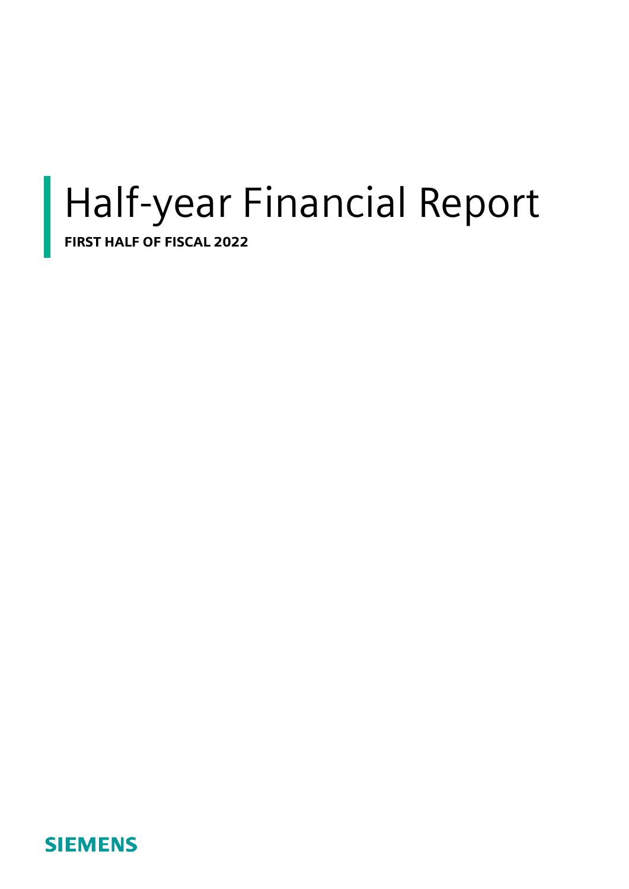# Half-year Financial Report

**FIRST HALF OF FISCAL 2022**

**SIEMENS**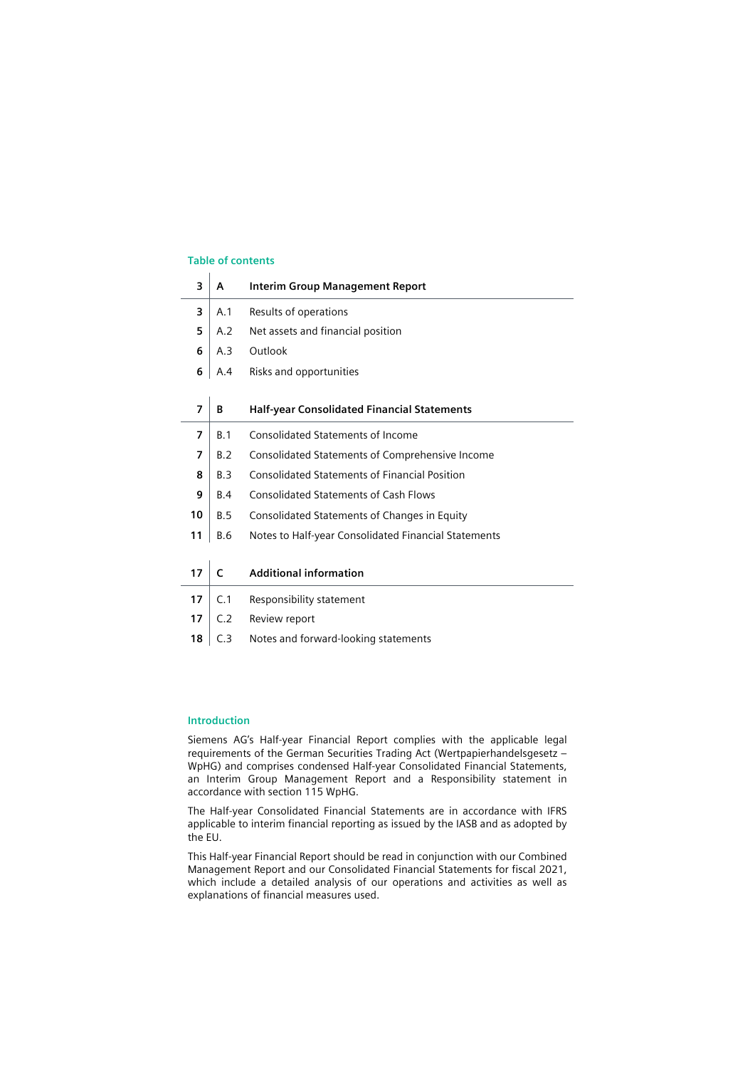## Table of contents

| | | |
|---|---|---|
| **3** | **A** | **Interim Group Management Report** |
| 3 | A.1 | Results of operations |
| 5 | A.2 | Net assets and financial position |
| 6 | A.3 | Outlook |
| 6 | A.4 | Risks and opportunities |
| **7** | **B** | **Half-year Consolidated Financial Statements** |
| 7 | B.1 | Consolidated Statements of Income |
| 7 | B.2 | Consolidated Statements of Comprehensive Income |
| 8 | B.3 | Consolidated Statements of Financial Position |
| 9 | B.4 | Consolidated Statements of Cash Flows |
| 10 | B.5 | Consolidated Statements of Changes in Equity |
| 11 | B.6 | Notes to Half-year Consolidated Financial Statements |
| **17** | **C** | **Additional information** |
| 17 | C.1 | Responsibility statement |
| 17 | C.2 | Review report |
| 18 | C.3 | Notes and forward-looking statements |

## Introduction

Siemens AG's Half-year Financial Report complies with the applicable legal requirements of the German Securities Trading Act (Wertpapierhandelsgesetz – WpHG) and comprises condensed Half-year Consolidated Financial Statements, an Interim Group Management Report and a Responsibility statement in accordance with section 115 WpHG.

The Half-year Consolidated Financial Statements are in accordance with IFRS applicable to interim financial reporting as issued by the IASB and as adopted by the EU.

This Half-year Financial Report should be read in conjunction with our Combined Management Report and our Consolidated Financial Statements for fiscal 2021, which include a detailed analysis of our operations and activities as well as explanations of financial measures used.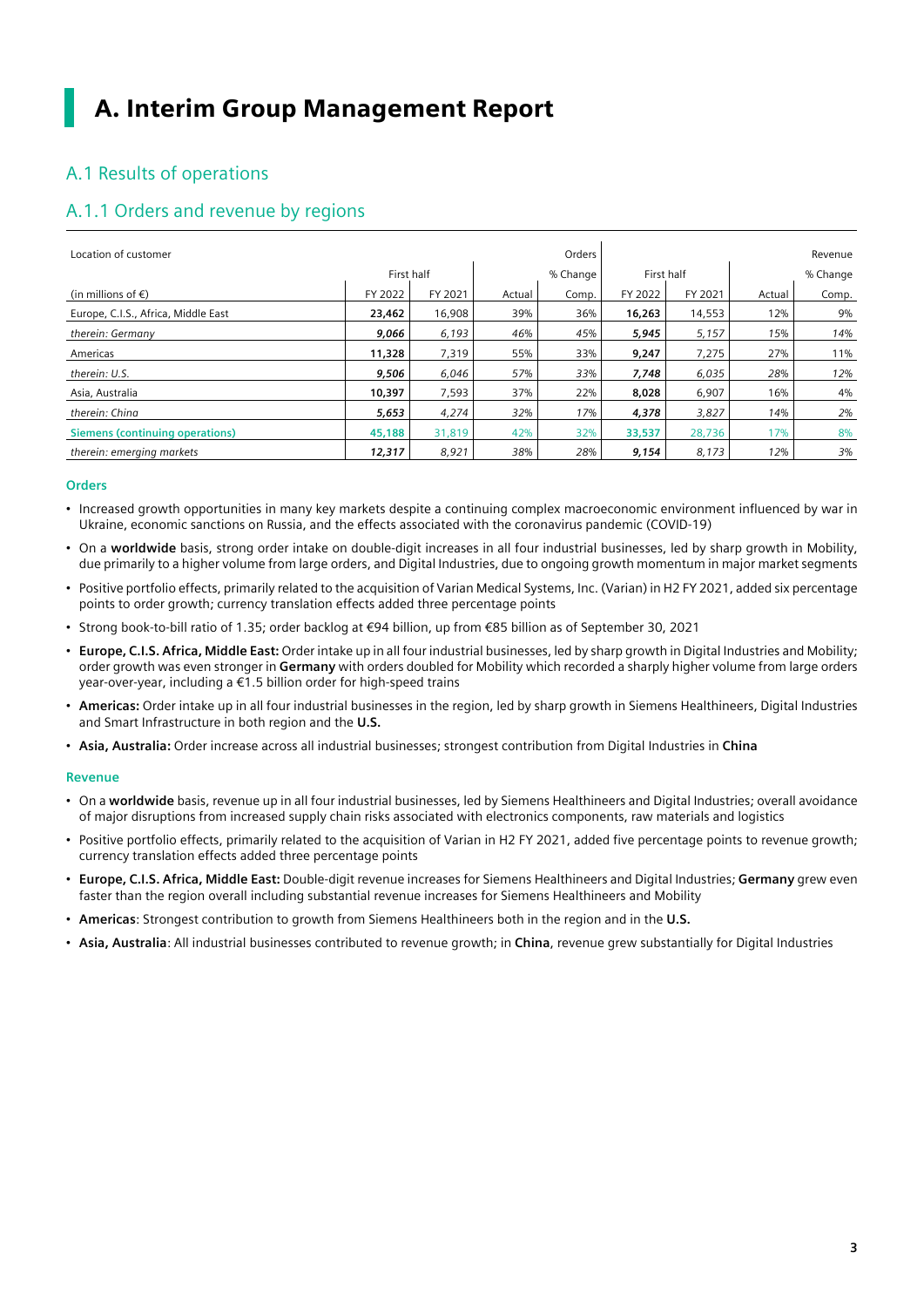# A. Interim Group Management Report

## A.1 Results of operations

### A.1.1 Orders and revenue by regions

| Location of customer | Orders | | | | Revenue | | | |
|---|---|---|---|---|---|---|---|---|
| | First half | | % Change | | First half | | % Change | |
| (in millions of €) | FY 2022 | FY 2021 | Actual | Comp. | FY 2022 | FY 2021 | Actual | Comp. |
| Europe, C.I.S., Africa, Middle East | **23,462** | 16,908 | 39% | 36% | **16,263** | 14,553 | 12% | 9% |
| *therein: Germany* | ***9,066*** | *6,193* | *46%* | *45%* | ***5,945*** | *5,157* | *15%* | *14%* |
| Americas | **11,328** | 7,319 | 55% | 33% | **9,247** | 7,275 | 27% | 11% |
| *therein: U.S.* | ***9,506*** | *6,046* | *57%* | *33%* | ***7,748*** | *6,035* | *28%* | *12%* |
| Asia, Australia | **10,397** | 7,593 | 37% | 22% | **8,028** | 6,907 | 16% | 4% |
| *therein: China* | ***5,653*** | *4,274* | *32%* | *17%* | ***4,378*** | *3,827* | *14%* | *2%* |
| **Siemens (continuing operations)** | **45,188** | 31,819 | 42% | 32% | **33,537** | 28,736 | 17% | 8% |
| *therein: emerging markets* | ***12,317*** | *8,921* | *38%* | *28%* | ***9,154*** | *8,173* | *12%* | *3%* |

**Orders**

- Increased growth opportunities in many key markets despite a continuing complex macroeconomic environment influenced by war in Ukraine, economic sanctions on Russia, and the effects associated with the coronavirus pandemic (COVID-19)
- On a **worldwide** basis, strong order intake on double-digit increases in all four industrial businesses, led by sharp growth in Mobility, due primarily to a higher volume from large orders, and Digital Industries, due to ongoing growth momentum in major market segments
- Positive portfolio effects, primarily related to the acquisition of Varian Medical Systems, Inc. (Varian) in H2 FY 2021, added six percentage points to order growth; currency translation effects added three percentage points
- Strong book-to-bill ratio of 1.35; order backlog at €94 billion, up from €85 billion as of September 30, 2021
- **Europe, C.I.S. Africa, Middle East:** Order intake up in all four industrial businesses, led by sharp growth in Digital Industries and Mobility; order growth was even stronger in **Germany** with orders doubled for Mobility which recorded a sharply higher volume from large orders year-over-year, including a €1.5 billion order for high-speed trains
- **Americas:** Order intake up in all four industrial businesses in the region, led by sharp growth in Siemens Healthineers, Digital Industries and Smart Infrastructure in both region and the **U.S.**
- **Asia, Australia:** Order increase across all industrial businesses; strongest contribution from Digital Industries in **China**

**Revenue**

- On a **worldwide** basis, revenue up in all four industrial businesses, led by Siemens Healthineers and Digital Industries; overall avoidance of major disruptions from increased supply chain risks associated with electronics components, raw materials and logistics
- Positive portfolio effects, primarily related to the acquisition of Varian in H2 FY 2021, added five percentage points to revenue growth; currency translation effects added three percentage points
- **Europe, C.I.S. Africa, Middle East:** Double-digit revenue increases for Siemens Healthineers and Digital Industries; **Germany** grew even faster than the region overall including substantial revenue increases for Siemens Healthineers and Mobility
- **Americas**: Strongest contribution to growth from Siemens Healthineers both in the region and in the **U.S.**
- **Asia, Australia**: All industrial businesses contributed to revenue growth; in **China**, revenue grew substantially for Digital Industries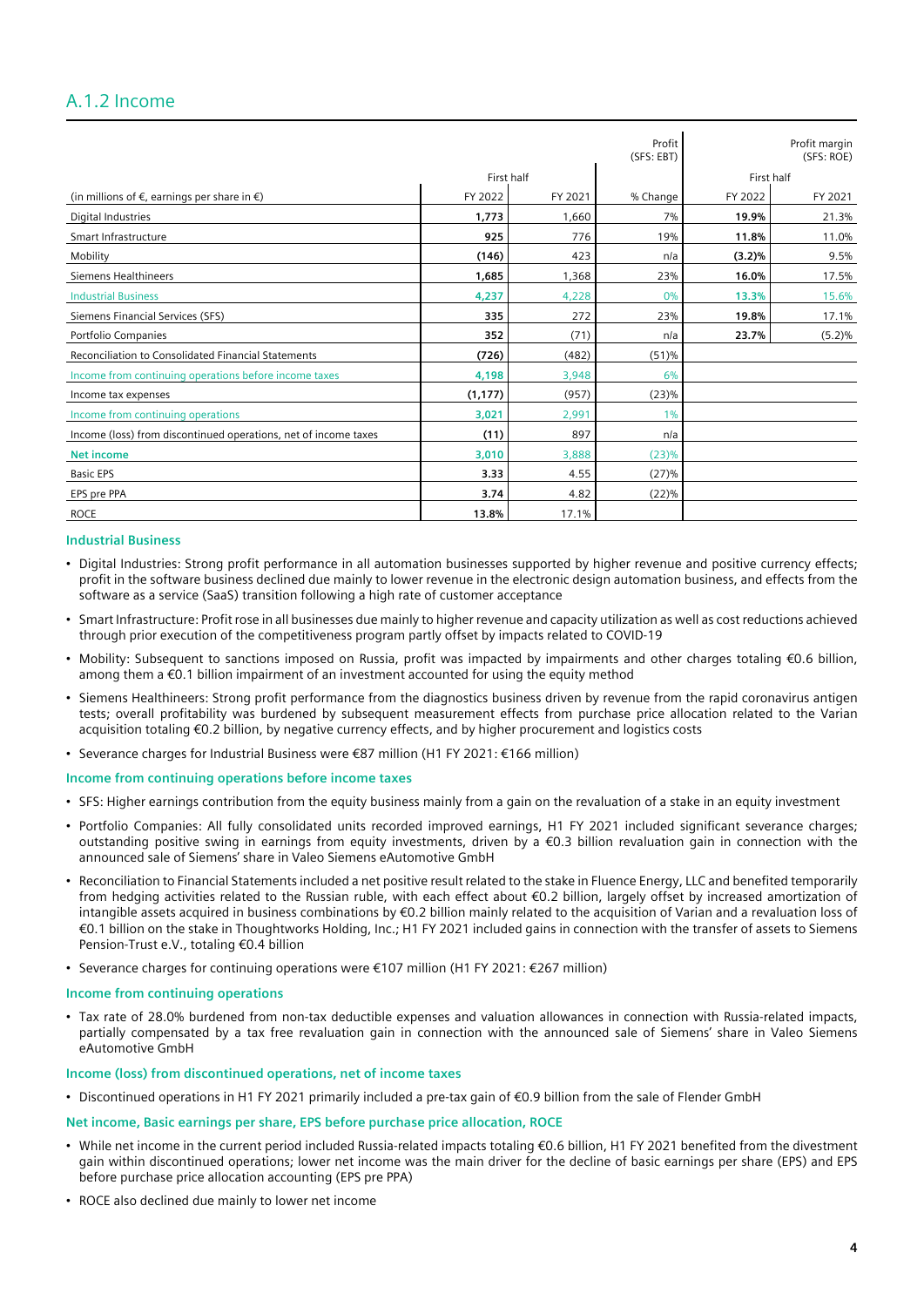## A.1.2 Income

| (in millions of €, earnings per share in €) | Profit (SFS: EBT) | | | Profit margin (SFS: ROE) | |
|---|---|---|---|---|---|
| | First half | | | First half | |
| | FY 2022 | FY 2021 | % Change | FY 2022 | FY 2021 |
| Digital Industries | **1,773** | 1,660 | 7% | **19.9%** | 21.3% |
| Smart Infrastructure | **925** | 776 | 19% | **11.8%** | 11.0% |
| Mobility | **(146)** | 423 | n/a | **(3.2)%** | 9.5% |
| Siemens Healthineers | **1,685** | 1,368 | 23% | **16.0%** | 17.5% |
| Industrial Business | **4,237** | 4,228 | 0% | **13.3%** | 15.6% |
| Siemens Financial Services (SFS) | **335** | 272 | 23% | **19.8%** | 17.1% |
| Portfolio Companies | **352** | (71) | n/a | **23.7%** | (5.2)% |
| Reconciliation to Consolidated Financial Statements | **(726)** | (482) | (51)% | | |
| Income from continuing operations before income taxes | **4,198** | 3,948 | 6% | | |
| Income tax expenses | **(1,177)** | (957) | (23)% | | |
| Income from continuing operations | **3,021** | 2,991 | 1% | | |
| Income (loss) from discontinued operations, net of income taxes | **(11)** | 897 | n/a | | |
| Net income | **3,010** | 3,888 | (23)% | | |
| Basic EPS | **3.33** | 4.55 | (27)% | | |
| EPS pre PPA | **3.74** | 4.82 | (22)% | | |
| ROCE | **13.8%** | 17.1% | | | |

### Industrial Business

- Digital Industries: Strong profit performance in all automation businesses supported by higher revenue and positive currency effects; profit in the software business declined due mainly to lower revenue in the electronic design automation business, and effects from the software as a service (SaaS) transition following a high rate of customer acceptance
- Smart Infrastructure: Profit rose in all businesses due mainly to higher revenue and capacity utilization as well as cost reductions achieved through prior execution of the competitiveness program partly offset by impacts related to COVID-19
- Mobility: Subsequent to sanctions imposed on Russia, profit was impacted by impairments and other charges totaling €0.6 billion, among them a €0.1 billion impairment of an investment accounted for using the equity method
- Siemens Healthineers: Strong profit performance from the diagnostics business driven by revenue from the rapid coronavirus antigen tests; overall profitability was burdened by subsequent measurement effects from purchase price allocation related to the Varian acquisition totaling €0.2 billion, by negative currency effects, and by higher procurement and logistics costs
- Severance charges for Industrial Business were €87 million (H1 FY 2021: €166 million)

### Income from continuing operations before income taxes

- SFS: Higher earnings contribution from the equity business mainly from a gain on the revaluation of a stake in an equity investment
- Portfolio Companies: All fully consolidated units recorded improved earnings, H1 FY 2021 included significant severance charges; outstanding positive swing in earnings from equity investments, driven by a €0.3 billion revaluation gain in connection with the announced sale of Siemens' share in Valeo Siemens eAutomotive GmbH
- Reconciliation to Financial Statements included a net positive result related to the stake in Fluence Energy, LLC and benefited temporarily from hedging activities related to the Russian ruble, with each effect about €0.2 billion, largely offset by increased amortization of intangible assets acquired in business combinations by €0.2 billion mainly related to the acquisition of Varian and a revaluation loss of €0.1 billion on the stake in Thoughtworks Holding, Inc.; H1 FY 2021 included gains in connection with the transfer of assets to Siemens Pension-Trust e.V., totaling €0.4 billion
- Severance charges for continuing operations were €107 million (H1 FY 2021: €267 million)

### Income from continuing operations

- Tax rate of 28.0% burdened from non-tax deductible expenses and valuation allowances in connection with Russia-related impacts, partially compensated by a tax free revaluation gain in connection with the announced sale of Siemens' share in Valeo Siemens eAutomotive GmbH

### Income (loss) from discontinued operations, net of income taxes

- Discontinued operations in H1 FY 2021 primarily included a pre-tax gain of €0.9 billion from the sale of Flender GmbH

### Net income, Basic earnings per share, EPS before purchase price allocation, ROCE

- While net income in the current period included Russia-related impacts totaling €0.6 billion, H1 FY 2021 benefited from the divestment gain within discontinued operations; lower net income was the main driver for the decline of basic earnings per share (EPS) and EPS before purchase price allocation accounting (EPS pre PPA)
- ROCE also declined due mainly to lower net income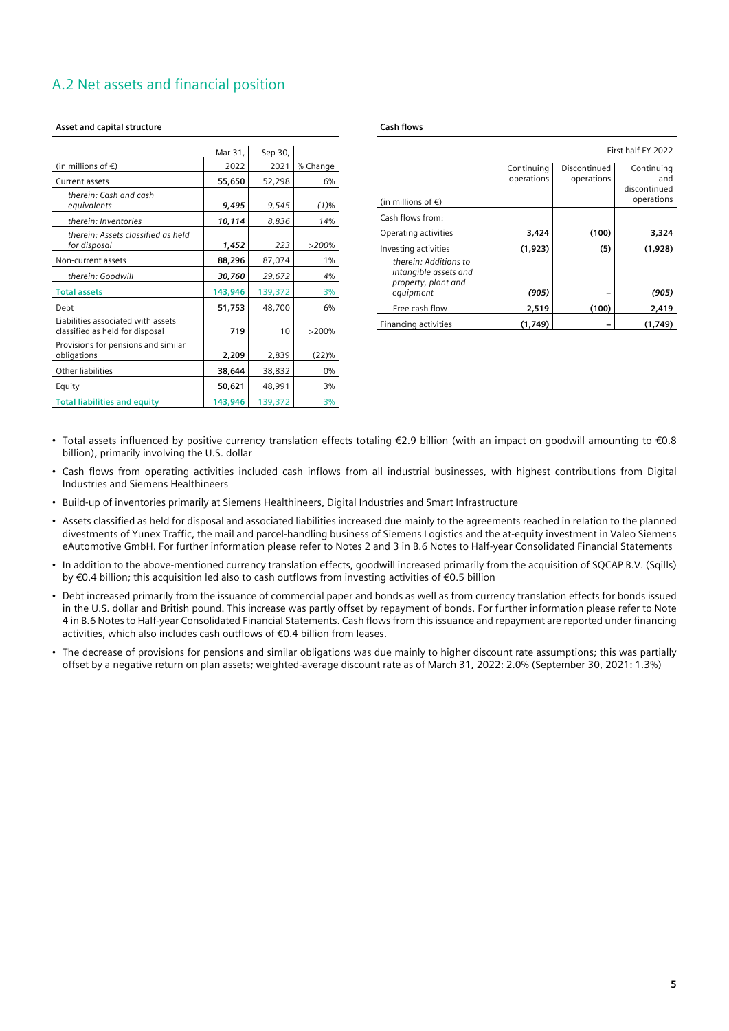## A.2 Net assets and financial position

**Asset and capital structure**

| (in millions of €) | Mar 31, 2022 | Sep 30, 2021 | % Change |
|---|---|---|---|
| Current assets | **55,650** | 52,298 | 6% |
| *therein: Cash and cash equivalents* | ***9,495*** | *9,545* | *(1)%* |
| *therein: Inventories* | ***10,114*** | *8,836* | *14%* |
| *therein: Assets classified as held for disposal* | ***1,452*** | *223* | *>200%* |
| Non-current assets | **88,296** | 87,074 | 1% |
| *therein: Goodwill* | ***30,760*** | *29,672* | *4%* |
| **Total assets** | **143,946** | 139,372 | 3% |
| Debt | **51,753** | 48,700 | 6% |
| Liabilities associated with assets classified as held for disposal | **719** | 10 | >200% |
| Provisions for pensions and similar obligations | **2,209** | 2,839 | (22)% |
| Other liabilities | **38,644** | 38,832 | 0% |
| Equity | **50,621** | 48,991 | 3% |
| **Total liabilities and equity** | **143,946** | 139,372 | 3% |

**Cash flows**

| | First half FY 2022 | | |
|---|---|---|---|
| (in millions of €) | Continuing operations | Discontinued operations | Continuing and discontinued operations |
| Cash flows from: | | | |
| Operating activities | **3,424** | **(100)** | **3,324** |
| Investing activities | **(1,923)** | **(5)** | **(1,928)** |
| *therein: Additions to intangible assets and property, plant and equipment* | ***(905)*** | – | ***(905)*** |
| Free cash flow | **2,519** | **(100)** | **2,419** |
| Financing activities | **(1,749)** | – | **(1,749)** |

- Total assets influenced by positive currency translation effects totaling €2.9 billion (with an impact on goodwill amounting to €0.8 billion), primarily involving the U.S. dollar
- Cash flows from operating activities included cash inflows from all industrial businesses, with highest contributions from Digital Industries and Siemens Healthineers
- Build-up of inventories primarily at Siemens Healthineers, Digital Industries and Smart Infrastructure
- Assets classified as held for disposal and associated liabilities increased due mainly to the agreements reached in relation to the planned divestments of Yunex Traffic, the mail and parcel-handling business of Siemens Logistics and the at-equity investment in Valeo Siemens eAutomotive GmbH. For further information please refer to Notes 2 and 3 in B.6 Notes to Half-year Consolidated Financial Statements
- In addition to the above-mentioned currency translation effects, goodwill increased primarily from the acquisition of SQCAP B.V. (Sqills) by €0.4 billion; this acquisition led also to cash outflows from investing activities of €0.5 billion
- Debt increased primarily from the issuance of commercial paper and bonds as well as from currency translation effects for bonds issued in the U.S. dollar and British pound. This increase was partly offset by repayment of bonds. For further information please refer to Note 4 in B.6 Notes to Half-year Consolidated Financial Statements. Cash flows from this issuance and repayment are reported under financing activities, which also includes cash outflows of €0.4 billion from leases.
- The decrease of provisions for pensions and similar obligations was due mainly to higher discount rate assumptions; this was partially offset by a negative return on plan assets; weighted-average discount rate as of March 31, 2022: 2.0% (September 30, 2021: 1.3%)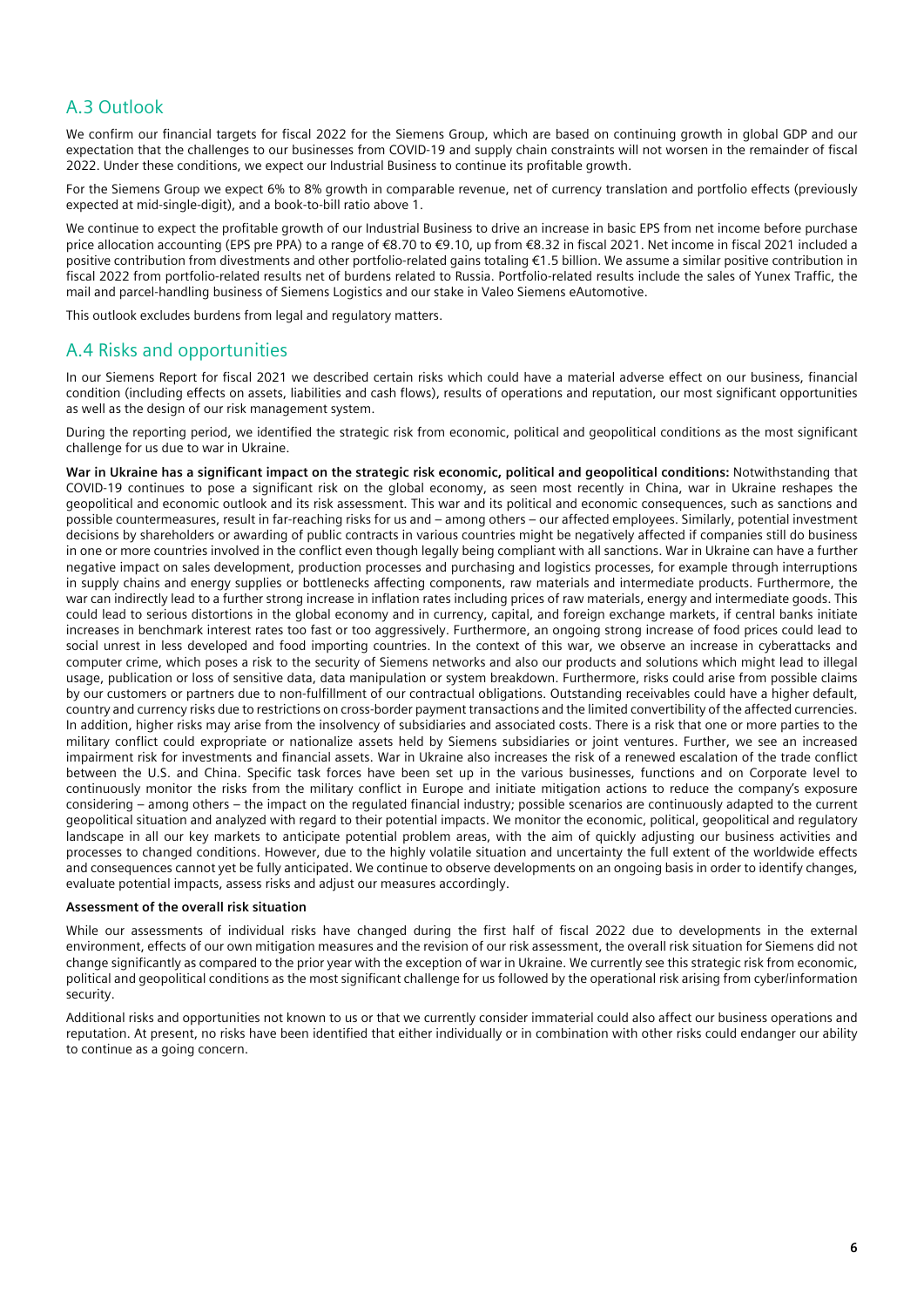## A.3 Outlook

We confirm our financial targets for fiscal 2022 for the Siemens Group, which are based on continuing growth in global GDP and our expectation that the challenges to our businesses from COVID-19 and supply chain constraints will not worsen in the remainder of fiscal 2022. Under these conditions, we expect our Industrial Business to continue its profitable growth.

For the Siemens Group we expect 6% to 8% growth in comparable revenue, net of currency translation and portfolio effects (previously expected at mid-single-digit), and a book-to-bill ratio above 1.

We continue to expect the profitable growth of our Industrial Business to drive an increase in basic EPS from net income before purchase price allocation accounting (EPS pre PPA) to a range of €8.70 to €9.10, up from €8.32 in fiscal 2021. Net income in fiscal 2021 included a positive contribution from divestments and other portfolio-related gains totaling €1.5 billion. We assume a similar positive contribution in fiscal 2022 from portfolio-related results net of burdens related to Russia. Portfolio-related results include the sales of Yunex Traffic, the mail and parcel-handling business of Siemens Logistics and our stake in Valeo Siemens eAutomotive.

This outlook excludes burdens from legal and regulatory matters.

## A.4 Risks and opportunities

In our Siemens Report for fiscal 2021 we described certain risks which could have a material adverse effect on our business, financial condition (including effects on assets, liabilities and cash flows), results of operations and reputation, our most significant opportunities as well as the design of our risk management system.

During the reporting period, we identified the strategic risk from economic, political and geopolitical conditions as the most significant challenge for us due to war in Ukraine.

**War in Ukraine has a significant impact on the strategic risk economic, political and geopolitical conditions:** Notwithstanding that COVID-19 continues to pose a significant risk on the global economy, as seen most recently in China, war in Ukraine reshapes the geopolitical and economic outlook and its risk assessment. This war and its political and economic consequences, such as sanctions and possible countermeasures, result in far-reaching risks for us and – among others – our affected employees. Similarly, potential investment decisions by shareholders or awarding of public contracts in various countries might be negatively affected if companies still do business in one or more countries involved in the conflict even though legally being compliant with all sanctions. War in Ukraine can have a further negative impact on sales development, production processes and purchasing and logistics processes, for example through interruptions in supply chains and energy supplies or bottlenecks affecting components, raw materials and intermediate products. Furthermore, the war can indirectly lead to a further strong increase in inflation rates including prices of raw materials, energy and intermediate goods. This could lead to serious distortions in the global economy and in currency, capital, and foreign exchange markets, if central banks initiate increases in benchmark interest rates too fast or too aggressively. Furthermore, an ongoing strong increase of food prices could lead to social unrest in less developed and food importing countries. In the context of this war, we observe an increase in cyberattacks and computer crime, which poses a risk to the security of Siemens networks and also our products and solutions which might lead to illegal usage, publication or loss of sensitive data, data manipulation or system breakdown. Furthermore, risks could arise from possible claims by our customers or partners due to non-fulfillment of our contractual obligations. Outstanding receivables could have a higher default, country and currency risks due to restrictions on cross-border payment transactions and the limited convertibility of the affected currencies. In addition, higher risks may arise from the insolvency of subsidiaries and associated costs. There is a risk that one or more parties to the military conflict could expropriate or nationalize assets held by Siemens subsidiaries or joint ventures. Further, we see an increased impairment risk for investments and financial assets. War in Ukraine also increases the risk of a renewed escalation of the trade conflict between the U.S. and China. Specific task forces have been set up in the various businesses, functions and on Corporate level to continuously monitor the risks from the military conflict in Europe and initiate mitigation actions to reduce the company's exposure considering – among others – the impact on the regulated financial industry; possible scenarios are continuously adapted to the current geopolitical situation and analyzed with regard to their potential impacts. We monitor the economic, political, geopolitical and regulatory landscape in all our key markets to anticipate potential problem areas, with the aim of quickly adjusting our business activities and processes to changed conditions. However, due to the highly volatile situation and uncertainty the full extent of the worldwide effects and consequences cannot yet be fully anticipated. We continue to observe developments on an ongoing basis in order to identify changes, evaluate potential impacts, assess risks and adjust our measures accordingly.

#### Assessment of the overall risk situation

While our assessments of individual risks have changed during the first half of fiscal 2022 due to developments in the external environment, effects of our own mitigation measures and the revision of our risk assessment, the overall risk situation for Siemens did not change significantly as compared to the prior year with the exception of war in Ukraine. We currently see this strategic risk from economic, political and geopolitical conditions as the most significant challenge for us followed by the operational risk arising from cyber/information security.

Additional risks and opportunities not known to us or that we currently consider immaterial could also affect our business operations and reputation. At present, no risks have been identified that either individually or in combination with other risks could endanger our ability to continue as a going concern.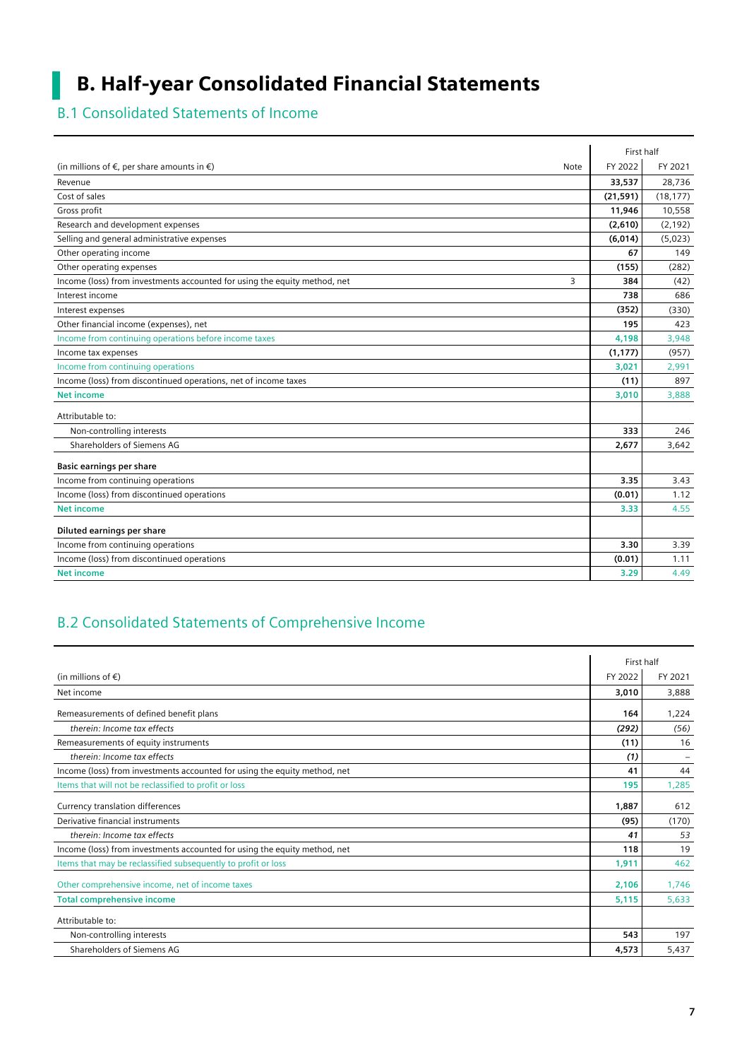# B. Half-year Consolidated Financial Statements

## B.1 Consolidated Statements of Income

| (in millions of €, per share amounts in €) | Note | First half FY 2022 | First half FY 2021 |
|---|---|---|---|
| Revenue | | **33,537** | 28,736 |
| Cost of sales | | **(21,591)** | (18,177) |
| Gross profit | | **11,946** | 10,558 |
| Research and development expenses | | **(2,610)** | (2,192) |
| Selling and general administrative expenses | | **(6,014)** | (5,023) |
| Other operating income | | **67** | 149 |
| Other operating expenses | | **(155)** | (282) |
| Income (loss) from investments accounted for using the equity method, net | 3 | **384** | (42) |
| Interest income | | **738** | 686 |
| Interest expenses | | **(352)** | (330) |
| Other financial income (expenses), net | | **195** | 423 |
| Income from continuing operations before income taxes | | **4,198** | 3,948 |
| Income tax expenses | | **(1,177)** | (957) |
| Income from continuing operations | | **3,021** | 2,991 |
| Income (loss) from discontinued operations, net of income taxes | | **(11)** | 897 |
| **Net income** | | **3,010** | 3,888 |
| Attributable to: | | | |
| Non-controlling interests | | **333** | 246 |
| Shareholders of Siemens AG | | **2,677** | 3,642 |
| **Basic earnings per share** | | | |
| Income from continuing operations | | **3.35** | 3.43 |
| Income (loss) from discontinued operations | | **(0.01)** | 1.12 |
| **Net income** | | **3.33** | 4.55 |
| **Diluted earnings per share** | | | |
| Income from continuing operations | | **3.30** | 3.39 |
| Income (loss) from discontinued operations | | **(0.01)** | 1.11 |
| **Net income** | | **3.29** | 4.49 |

## B.2 Consolidated Statements of Comprehensive Income

| (in millions of €) | First half FY 2022 | First half FY 2021 |
|---|---|---|
| Net income | **3,010** | 3,888 |
| Remeasurements of defined benefit plans | **164** | 1,224 |
| *therein: Income tax effects* | ***(292)*** | *(56)* |
| Remeasurements of equity instruments | **(11)** | 16 |
| *therein: Income tax effects* | ***(1)*** | *–* |
| Income (loss) from investments accounted for using the equity method, net | **41** | 44 |
| Items that will not be reclassified to profit or loss | **195** | 1,285 |
| Currency translation differences | **1,887** | 612 |
| Derivative financial instruments | **(95)** | (170) |
| *therein: Income tax effects* | ***41*** | *53* |
| Income (loss) from investments accounted for using the equity method, net | **118** | 19 |
| Items that may be reclassified subsequently to profit or loss | **1,911** | 462 |
| Other comprehensive income, net of income taxes | **2,106** | 1,746 |
| **Total comprehensive income** | **5,115** | 5,633 |
| Attributable to: | | |
| Non-controlling interests | **543** | 197 |
| Shareholders of Siemens AG | **4,573** | 5,437 |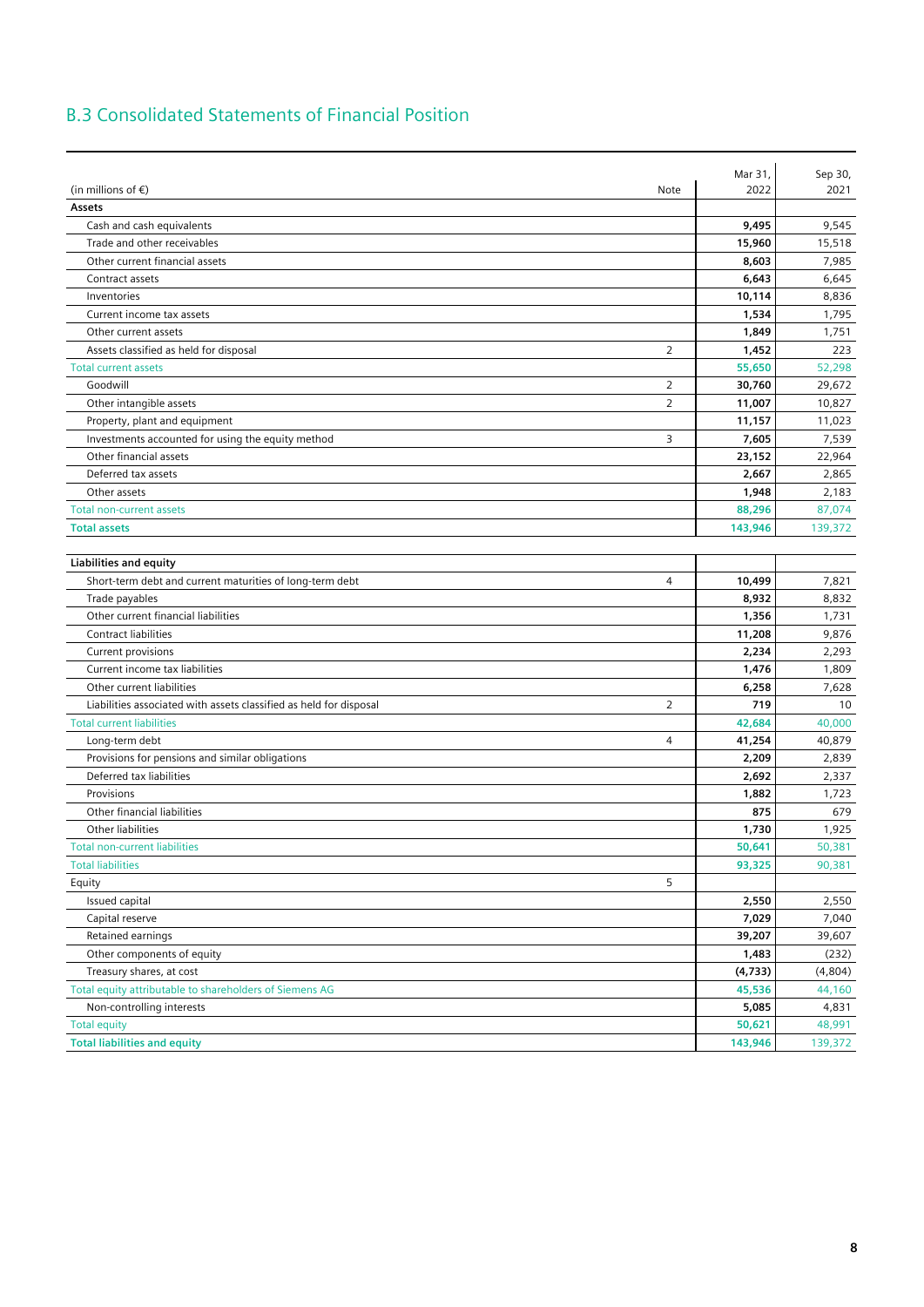## B.3 Consolidated Statements of Financial Position

| (in millions of €) | Note | Mar 31, 2022 | Sep 30, 2021 |
|---|---|---|---|
| **Assets** | | | |
| Cash and cash equivalents | | **9,495** | 9,545 |
| Trade and other receivables | | **15,960** | 15,518 |
| Other current financial assets | | **8,603** | 7,985 |
| Contract assets | | **6,643** | 6,645 |
| Inventories | | **10,114** | 8,836 |
| Current income tax assets | | **1,534** | 1,795 |
| Other current assets | | **1,849** | 1,751 |
| Assets classified as held for disposal | 2 | **1,452** | 223 |
| Total current assets | | **55,650** | 52,298 |
| Goodwill | 2 | **30,760** | 29,672 |
| Other intangible assets | 2 | **11,007** | 10,827 |
| Property, plant and equipment | | **11,157** | 11,023 |
| Investments accounted for using the equity method | 3 | **7,605** | 7,539 |
| Other financial assets | | **23,152** | 22,964 |
| Deferred tax assets | | **2,667** | 2,865 |
| Other assets | | **1,948** | 2,183 |
| Total non-current assets | | **88,296** | 87,074 |
| **Total assets** | | **143,946** | 139,372 |
| | | | |
| **Liabilities and equity** | | | |
| Short-term debt and current maturities of long-term debt | 4 | **10,499** | 7,821 |
| Trade payables | | **8,932** | 8,832 |
| Other current financial liabilities | | **1,356** | 1,731 |
| Contract liabilities | | **11,208** | 9,876 |
| Current provisions | | **2,234** | 2,293 |
| Current income tax liabilities | | **1,476** | 1,809 |
| Other current liabilities | | **6,258** | 7,628 |
| Liabilities associated with assets classified as held for disposal | 2 | **719** | 10 |
| Total current liabilities | | **42,684** | 40,000 |
| Long-term debt | 4 | **41,254** | 40,879 |
| Provisions for pensions and similar obligations | | **2,209** | 2,839 |
| Deferred tax liabilities | | **2,692** | 2,337 |
| Provisions | | **1,882** | 1,723 |
| Other financial liabilities | | **875** | 679 |
| Other liabilities | | **1,730** | 1,925 |
| Total non-current liabilities | | **50,641** | 50,381 |
| Total liabilities | | **93,325** | 90,381 |
| Equity | 5 | | |
| Issued capital | | **2,550** | 2,550 |
| Capital reserve | | **7,029** | 7,040 |
| Retained earnings | | **39,207** | 39,607 |
| Other components of equity | | **1,483** | (232) |
| Treasury shares, at cost | | **(4,733)** | (4,804) |
| Total equity attributable to shareholders of Siemens AG | | **45,536** | 44,160 |
| Non-controlling interests | | **5,085** | 4,831 |
| Total equity | | **50,621** | 48,991 |
| **Total liabilities and equity** | | **143,946** | 139,372 |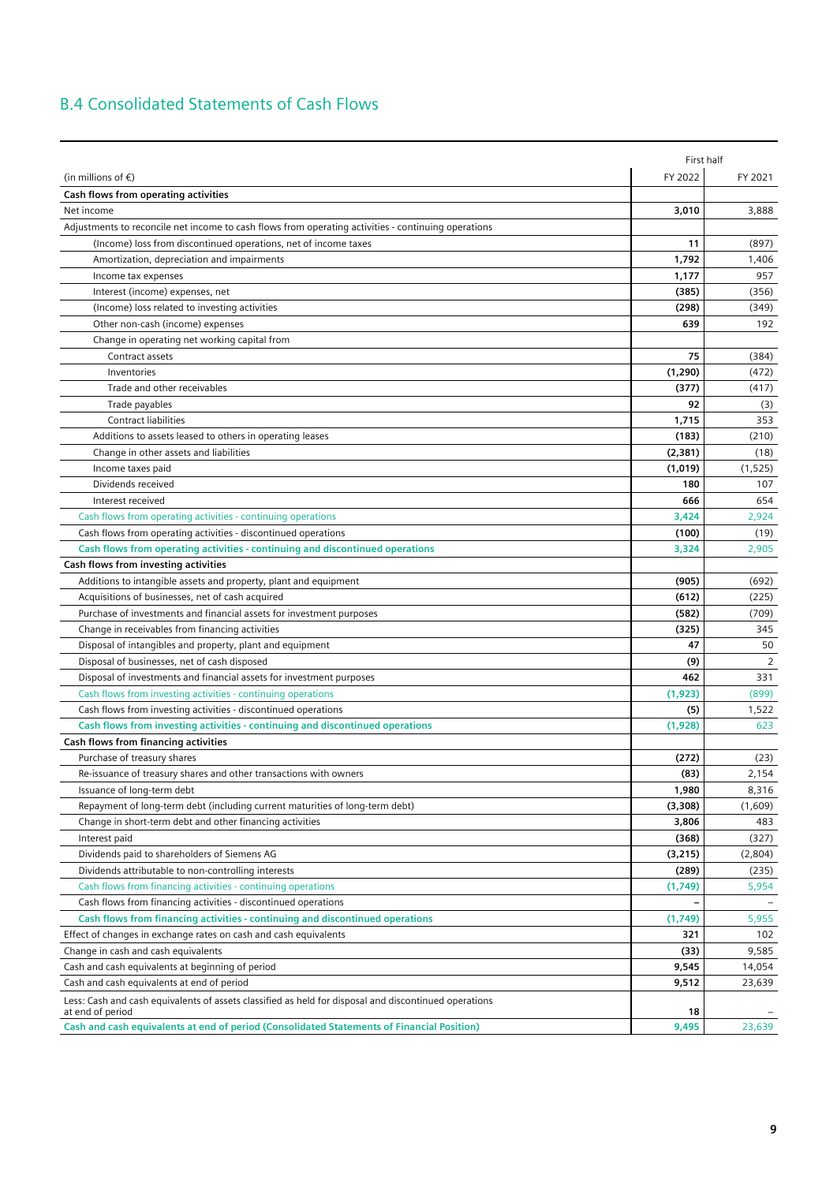## B.4 Consolidated Statements of Cash Flows

| (in millions of €) | First half FY 2022 | First half FY 2021 |
|---|---|---|
| **Cash flows from operating activities** | | |
| Net income | **3,010** | 3,888 |
| Adjustments to reconcile net income to cash flows from operating activities - continuing operations | | |
| (Income) loss from discontinued operations, net of income taxes | **11** | (897) |
| Amortization, depreciation and impairments | **1,792** | 1,406 |
| Income tax expenses | **1,177** | 957 |
| Interest (income) expenses, net | **(385)** | (356) |
| (Income) loss related to investing activities | **(298)** | (349) |
| Other non-cash (income) expenses | **639** | 192 |
| Change in operating net working capital from | | |
| Contract assets | **75** | (384) |
| Inventories | **(1,290)** | (472) |
| Trade and other receivables | **(377)** | (417) |
| Trade payables | **92** | (3) |
| Contract liabilities | **1,715** | 353 |
| Additions to assets leased to others in operating leases | **(183)** | (210) |
| Change in other assets and liabilities | **(2,381)** | (18) |
| Income taxes paid | **(1,019)** | (1,525) |
| Dividends received | **180** | 107 |
| Interest received | **666** | 654 |
| Cash flows from operating activities - continuing operations | **3,424** | 2,924 |
| Cash flows from operating activities - discontinued operations | **(100)** | (19) |
| **Cash flows from operating activities - continuing and discontinued operations** | **3,324** | 2,905 |
| **Cash flows from investing activities** | | |
| Additions to intangible assets and property, plant and equipment | **(905)** | (692) |
| Acquisitions of businesses, net of cash acquired | **(612)** | (225) |
| Purchase of investments and financial assets for investment purposes | **(582)** | (709) |
| Change in receivables from financing activities | **(325)** | 345 |
| Disposal of intangibles and property, plant and equipment | **47** | 50 |
| Disposal of businesses, net of cash disposed | **(9)** | 2 |
| Disposal of investments and financial assets for investment purposes | **462** | 331 |
| Cash flows from investing activities - continuing operations | **(1,923)** | (899) |
| Cash flows from investing activities - discontinued operations | **(5)** | 1,522 |
| **Cash flows from investing activities - continuing and discontinued operations** | **(1,928)** | 623 |
| **Cash flows from financing activities** | | |
| Purchase of treasury shares | **(272)** | (23) |
| Re-issuance of treasury shares and other transactions with owners | **(83)** | 2,154 |
| Issuance of long-term debt | **1,980** | 8,316 |
| Repayment of long-term debt (including current maturities of long-term debt) | **(3,308)** | (1,609) |
| Change in short-term debt and other financing activities | **3,806** | 483 |
| Interest paid | **(368)** | (327) |
| Dividends paid to shareholders of Siemens AG | **(3,215)** | (2,804) |
| Dividends attributable to non-controlling interests | **(289)** | (235) |
| Cash flows from financing activities - continuing operations | **(1,749)** | 5,954 |
| Cash flows from financing activities - discontinued operations | **–** | – |
| **Cash flows from financing activities - continuing and discontinued operations** | **(1,749)** | 5,955 |
| Effect of changes in exchange rates on cash and cash equivalents | **321** | 102 |
| Change in cash and cash equivalents | **(33)** | 9,585 |
| Cash and cash equivalents at beginning of period | **9,545** | 14,054 |
| Cash and cash equivalents at end of period | **9,512** | 23,639 |
| Less: Cash and cash equivalents of assets classified as held for disposal and discontinued operations at end of period | **18** | – |
| **Cash and cash equivalents at end of period (Consolidated Statements of Financial Position)** | **9,495** | 23,639 |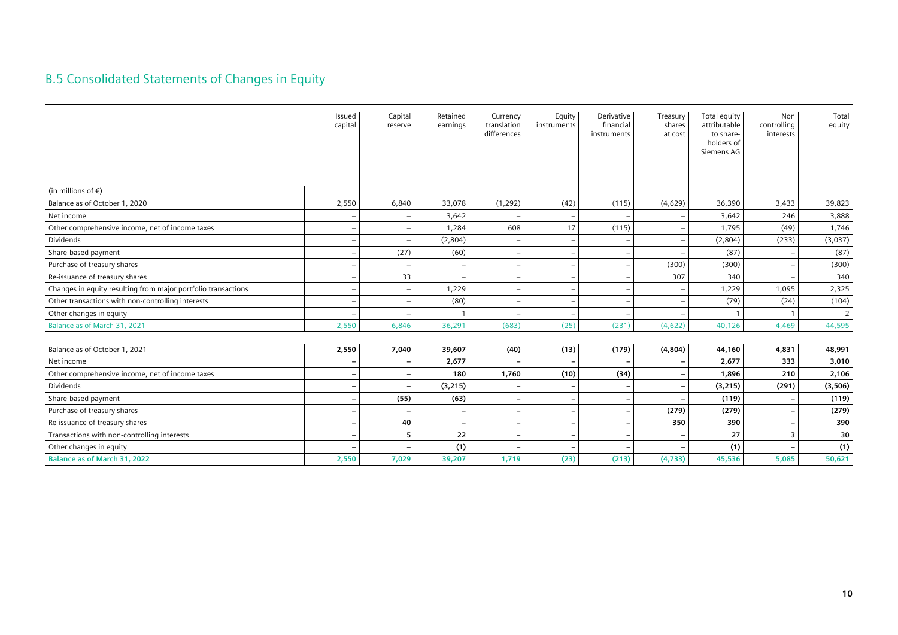## B.5 Consolidated Statements of Changes in Equity

| (in millions of €) | Issued capital | Capital reserve | Retained earnings | Currency translation differences | Equity instruments | Derivative financial instruments | Treasury shares at cost | Total equity attributable to share-holders of Siemens AG | Non controlling interests | Total equity |
|---|---|---|---|---|---|---|---|---|---|---|
| Balance as of October 1, 2020 | 2,550 | 6,840 | 33,078 | (1,292) | (42) | (115) | (4,629) | 36,390 | 3,433 | 39,823 |
| Net income | – | – | 3,642 | – | – | – | – | 3,642 | 246 | 3,888 |
| Other comprehensive income, net of income taxes | – | – | 1,284 | 608 | 17 | (115) | – | 1,795 | (49) | 1,746 |
| Dividends | – | – | (2,804) | – | – | – | – | (2,804) | (233) | (3,037) |
| Share-based payment | – | (27) | (60) | – | – | – | – | (87) | – | (87) |
| Purchase of treasury shares | – | – | – | – | – | – | (300) | (300) | – | (300) |
| Re-issuance of treasury shares | – | 33 | – | – | – | – | 307 | 340 | – | 340 |
| Changes in equity resulting from major portfolio transactions | – | – | 1,229 | – | – | – | – | 1,229 | 1,095 | 2,325 |
| Other transactions with non-controlling interests | – | – | (80) | – | – | – | – | (79) | (24) | (104) |
| Other changes in equity | – | – | 1 | – | – | – | – | 1 | 1 | 2 |
| Balance as of March 31, 2021 | 2,550 | 6,846 | 36,291 | (683) | (25) | (231) | (4,622) | 40,126 | 4,469 | 44,595 |
| | | | | | | | | | | |
| **Balance as of October 1, 2021** | **2,550** | **7,040** | **39,607** | **(40)** | **(13)** | **(179)** | **(4,804)** | **44,160** | **4,831** | **48,991** |
| Net income | **–** | **–** | **2,677** | **–** | **–** | **–** | **–** | **2,677** | **333** | **3,010** |
| Other comprehensive income, net of income taxes | **–** | **–** | **180** | **1,760** | **(10)** | **(34)** | **–** | **1,896** | **210** | **2,106** |
| Dividends | **–** | **–** | **(3,215)** | **–** | **–** | **–** | **–** | **(3,215)** | **(291)** | **(3,506)** |
| Share-based payment | **–** | **(55)** | **(63)** | **–** | **–** | **–** | **–** | **(119)** | **–** | **(119)** |
| Purchase of treasury shares | **–** | **–** | **–** | **–** | **–** | **–** | **(279)** | **(279)** | **–** | **(279)** |
| Re-issuance of treasury shares | **–** | **40** | **–** | **–** | **–** | **–** | **350** | **390** | **–** | **390** |
| Transactions with non-controlling interests | **–** | **5** | **22** | **–** | **–** | **–** | **–** | **27** | **3** | **30** |
| Other changes in equity | **–** | **–** | **(1)** | **–** | **–** | **–** | **–** | **(1)** | **–** | **(1)** |
| **Balance as of March 31, 2022** | **2,550** | **7,029** | **39,207** | **1,719** | **(23)** | **(213)** | **(4,733)** | **45,536** | **5,085** | **50,621** |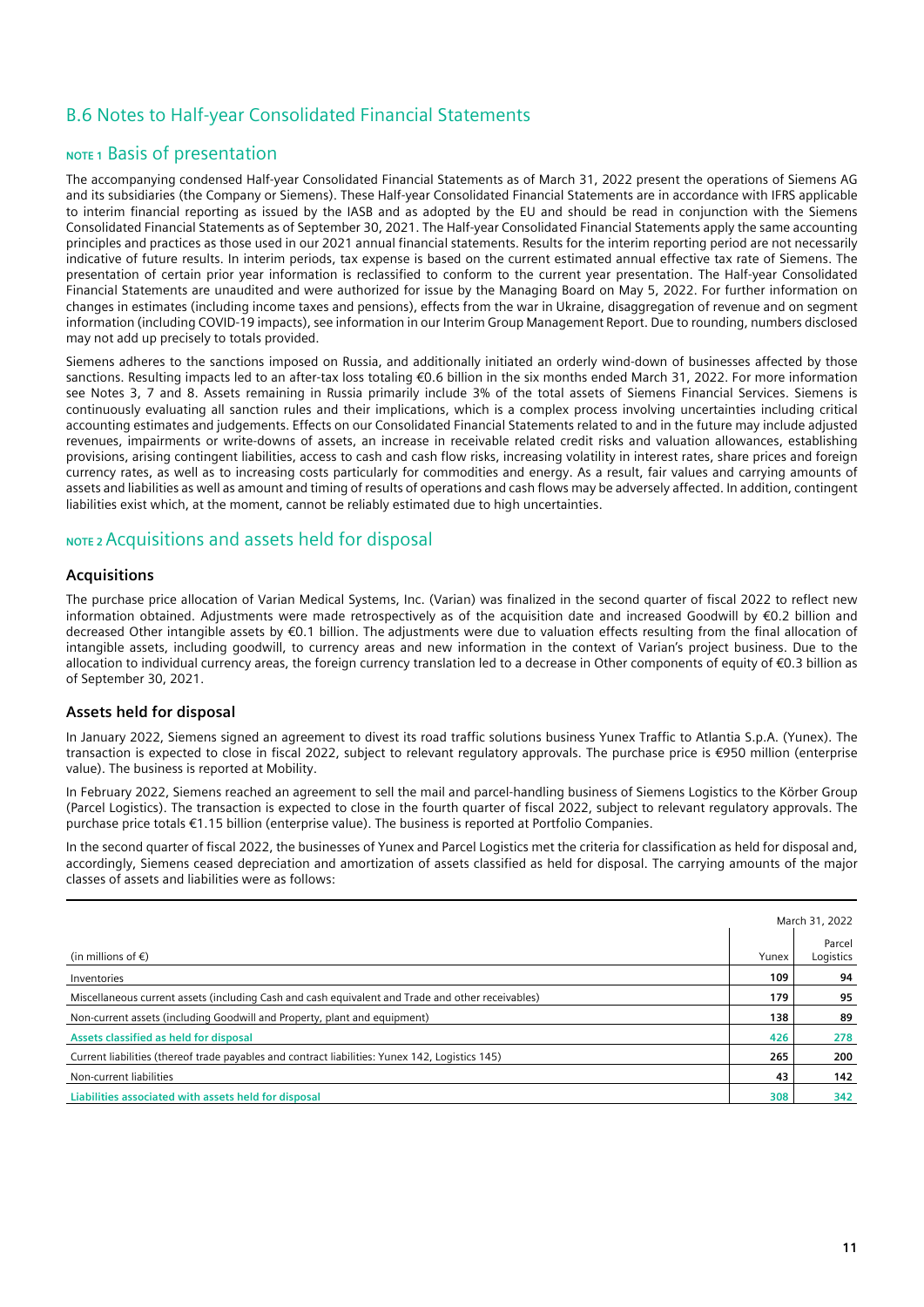# B.6 Notes to Half-year Consolidated Financial Statements

## NOTE 1 Basis of presentation

The accompanying condensed Half-year Consolidated Financial Statements as of March 31, 2022 present the operations of Siemens AG and its subsidiaries (the Company or Siemens). These Half-year Consolidated Financial Statements are in accordance with IFRS applicable to interim financial reporting as issued by the IASB and as adopted by the EU and should be read in conjunction with the Siemens Consolidated Financial Statements as of September 30, 2021. The Half-year Consolidated Financial Statements apply the same accounting principles and practices as those used in our 2021 annual financial statements. Results for the interim reporting period are not necessarily indicative of future results. In interim periods, tax expense is based on the current estimated annual effective tax rate of Siemens. The presentation of certain prior year information is reclassified to conform to the current year presentation. The Half-year Consolidated Financial Statements are unaudited and were authorized for issue by the Managing Board on May 5, 2022. For further information on changes in estimates (including income taxes and pensions), effects from the war in Ukraine, disaggregation of revenue and on segment information (including COVID-19 impacts), see information in our Interim Group Management Report. Due to rounding, numbers disclosed may not add up precisely to totals provided.

Siemens adheres to the sanctions imposed on Russia, and additionally initiated an orderly wind-down of businesses affected by those sanctions. Resulting impacts led to an after-tax loss totaling €0.6 billion in the six months ended March 31, 2022. For more information see Notes 3, 7 and 8. Assets remaining in Russia primarily include 3% of the total assets of Siemens Financial Services. Siemens is continuously evaluating all sanction rules and their implications, which is a complex process involving uncertainties including critical accounting estimates and judgements. Effects on our Consolidated Financial Statements related to and in the future may include adjusted revenues, impairments or write-downs of assets, an increase in receivable related credit risks and valuation allowances, establishing provisions, arising contingent liabilities, access to cash and cash flow risks, increasing volatility in interest rates, share prices and foreign currency rates, as well as to increasing costs particularly for commodities and energy. As a result, fair values and carrying amounts of assets and liabilities as well as amount and timing of results of operations and cash flows may be adversely affected. In addition, contingent liabilities exist which, at the moment, cannot be reliably estimated due to high uncertainties.

## NOTE 2 Acquisitions and assets held for disposal

### Acquisitions

The purchase price allocation of Varian Medical Systems, Inc. (Varian) was finalized in the second quarter of fiscal 2022 to reflect new information obtained. Adjustments were made retrospectively as of the acquisition date and increased Goodwill by €0.2 billion and decreased Other intangible assets by €0.1 billion. The adjustments were due to valuation effects resulting from the final allocation of intangible assets, including goodwill, to currency areas and new information in the context of Varian's project business. Due to the allocation to individual currency areas, the foreign currency translation led to a decrease in Other components of equity of €0.3 billion as of September 30, 2021.

### Assets held for disposal

In January 2022, Siemens signed an agreement to divest its road traffic solutions business Yunex Traffic to Atlantia S.p.A. (Yunex). The transaction is expected to close in fiscal 2022, subject to relevant regulatory approvals. The purchase price is €950 million (enterprise value). The business is reported at Mobility.

In February 2022, Siemens reached an agreement to sell the mail and parcel-handling business of Siemens Logistics to the Körber Group (Parcel Logistics). The transaction is expected to close in the fourth quarter of fiscal 2022, subject to relevant regulatory approvals. The purchase price totals €1.15 billion (enterprise value). The business is reported at Portfolio Companies.

In the second quarter of fiscal 2022, the businesses of Yunex and Parcel Logistics met the criteria for classification as held for disposal and, accordingly, Siemens ceased depreciation and amortization of assets classified as held for disposal. The carrying amounts of the major classes of assets and liabilities were as follows:

| | March 31, 2022 | |
|---|---|---|
| (in millions of €) | Yunex | Parcel Logistics |
| Inventories | 109 | 94 |
| Miscellaneous current assets (including Cash and cash equivalent and Trade and other receivables) | 179 | 95 |
| Non-current assets (including Goodwill and Property, plant and equipment) | 138 | 89 |
| **Assets classified as held for disposal** | **426** | **278** |
| Current liabilities (thereof trade payables and contract liabilities: Yunex 142, Logistics 145) | 265 | 200 |
| Non-current liabilities | 43 | 142 |
| **Liabilities associated with assets held for disposal** | **308** | **342** |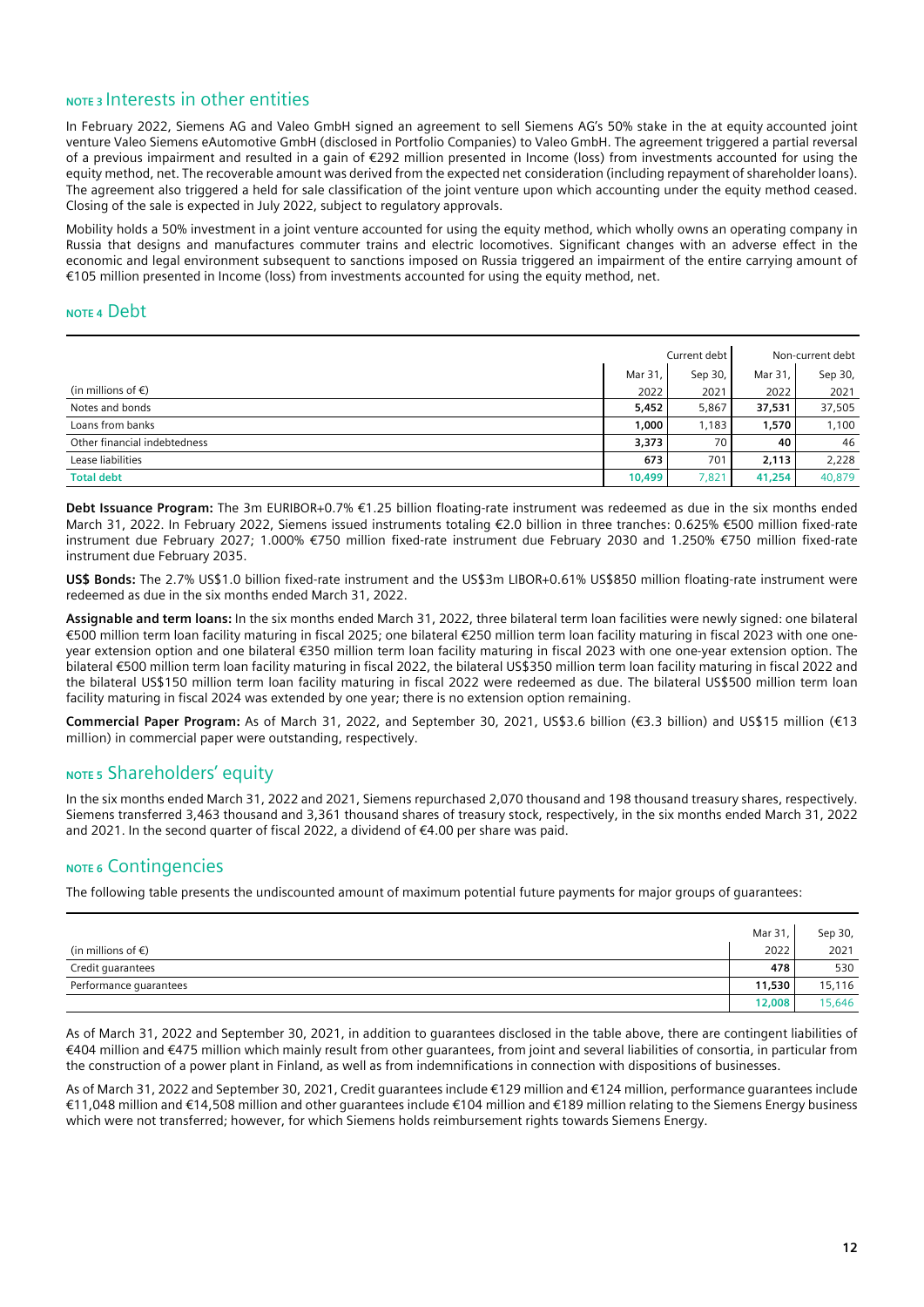## NOTE 3 Interests in other entities

In February 2022, Siemens AG and Valeo GmbH signed an agreement to sell Siemens AG's 50% stake in the at equity accounted joint venture Valeo Siemens eAutomotive GmbH (disclosed in Portfolio Companies) to Valeo GmbH. The agreement triggered a partial reversal of a previous impairment and resulted in a gain of €292 million presented in Income (loss) from investments accounted for using the equity method, net. The recoverable amount was derived from the expected net consideration (including repayment of shareholder loans). The agreement also triggered a held for sale classification of the joint venture upon which accounting under the equity method ceased. Closing of the sale is expected in July 2022, subject to regulatory approvals.

Mobility holds a 50% investment in a joint venture accounted for using the equity method, which wholly owns an operating company in Russia that designs and manufactures commuter trains and electric locomotives. Significant changes with an adverse effect in the economic and legal environment subsequent to sanctions imposed on Russia triggered an impairment of the entire carrying amount of €105 million presented in Income (loss) from investments accounted for using the equity method, net.

## NOTE 4 Debt

| | Current debt | | Non-current debt | |
|---|---|---|---|---|
| (in millions of €) | Mar 31, 2022 | Sep 30, 2021 | Mar 31, 2022 | Sep 30, 2021 |
| Notes and bonds | **5,452** | 5,867 | **37,531** | 37,505 |
| Loans from banks | **1,000** | 1,183 | **1,570** | 1,100 |
| Other financial indebtedness | **3,373** | 70 | **40** | 46 |
| Lease liabilities | **673** | 701 | **2,113** | 2,228 |
| **Total debt** | **10,499** | 7,821 | **41,254** | 40,879 |

**Debt Issuance Program:** The 3m EURIBOR+0.7% €1.25 billion floating-rate instrument was redeemed as due in the six months ended March 31, 2022. In February 2022, Siemens issued instruments totaling €2.0 billion in three tranches: 0.625% €500 million fixed-rate instrument due February 2027; 1.000% €750 million fixed-rate instrument due February 2030 and 1.250% €750 million fixed-rate instrument due February 2035.

**US$ Bonds:** The 2.7% US$1.0 billion fixed-rate instrument and the US$3m LIBOR+0.61% US$850 million floating-rate instrument were redeemed as due in the six months ended March 31, 2022.

**Assignable and term loans:** In the six months ended March 31, 2022, three bilateral term loan facilities were newly signed: one bilateral €500 million term loan facility maturing in fiscal 2025; one bilateral €250 million term loan facility maturing in fiscal 2023 with one one-year extension option and one bilateral €350 million term loan facility maturing in fiscal 2023 with one one-year extension option. The bilateral €500 million term loan facility maturing in fiscal 2022, the bilateral US$350 million term loan facility maturing in fiscal 2022 and the bilateral US$150 million term loan facility maturing in fiscal 2022 were redeemed as due. The bilateral US$500 million term loan facility maturing in fiscal 2024 was extended by one year; there is no extension option remaining.

**Commercial Paper Program:** As of March 31, 2022, and September 30, 2021, US$3.6 billion (€3.3 billion) and US$15 million (€13 million) in commercial paper were outstanding, respectively.

## NOTE 5 Shareholders' equity

In the six months ended March 31, 2022 and 2021, Siemens repurchased 2,070 thousand and 198 thousand treasury shares, respectively. Siemens transferred 3,463 thousand and 3,361 thousand shares of treasury stock, respectively, in the six months ended March 31, 2022 and 2021. In the second quarter of fiscal 2022, a dividend of €4.00 per share was paid.

## NOTE 6 Contingencies

The following table presents the undiscounted amount of maximum potential future payments for major groups of guarantees:

| (in millions of €) | Mar 31, 2022 | Sep 30, 2021 |
|---|---|---|
| Credit guarantees | **478** | 530 |
| Performance guarantees | **11,530** | 15,116 |
| | **12,008** | 15,646 |

As of March 31, 2022 and September 30, 2021, in addition to guarantees disclosed in the table above, there are contingent liabilities of €404 million and €475 million which mainly result from other guarantees, from joint and several liabilities of consortia, in particular from the construction of a power plant in Finland, as well as from indemnifications in connection with dispositions of businesses.

As of March 31, 2022 and September 30, 2021, Credit guarantees include €129 million and €124 million, performance guarantees include €11,048 million and €14,508 million and other guarantees include €104 million and €189 million relating to the Siemens Energy business which were not transferred; however, for which Siemens holds reimbursement rights towards Siemens Energy.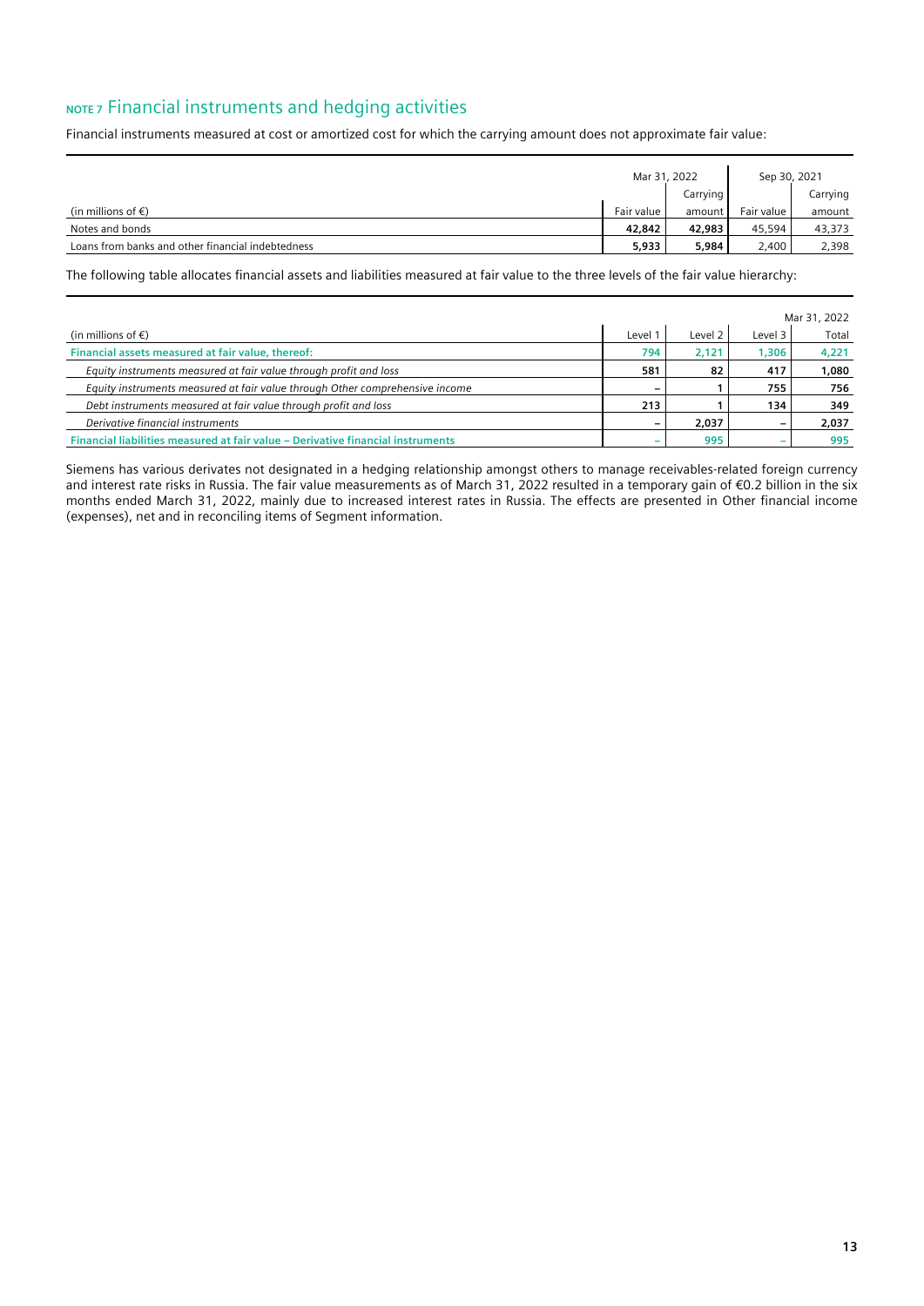## NOTE 7 Financial instruments and hedging activities

Financial instruments measured at cost or amortized cost for which the carrying amount does not approximate fair value:

| (in millions of €) | Mar 31, 2022 | | Sep 30, 2021 | |
|---|---|---|---|---|
| | Fair value | Carrying amount | Fair value | Carrying amount |
| Notes and bonds | **42,842** | **42,983** | 45,594 | 43,373 |
| Loans from banks and other financial indebtedness | **5,933** | **5,984** | 2,400 | 2,398 |

The following table allocates financial assets and liabilities measured at fair value to the three levels of the fair value hierarchy:

| (in millions of €) | Mar 31, 2022 | | | |
|---|---|---|---|---|
| | Level 1 | Level 2 | Level 3 | Total |
| **Financial assets measured at fair value, thereof:** | **794** | **2,121** | **1,306** | **4,221** |
| *Equity instruments measured at fair value through profit and loss* | **581** | **82** | **417** | **1,080** |
| *Equity instruments measured at fair value through Other comprehensive income* | **–** | **1** | **755** | **756** |
| *Debt instruments measured at fair value through profit and loss* | **213** | **1** | **134** | **349** |
| *Derivative financial instruments* | **–** | **2,037** | **–** | **2,037** |
| **Financial liabilities measured at fair value – Derivative financial instruments** | **–** | **995** | **–** | **995** |

Siemens has various derivates not designated in a hedging relationship amongst others to manage receivables-related foreign currency and interest rate risks in Russia. The fair value measurements as of March 31, 2022 resulted in a temporary gain of €0.2 billion in the six months ended March 31, 2022, mainly due to increased interest rates in Russia. The effects are presented in Other financial income (expenses), net and in reconciling items of Segment information.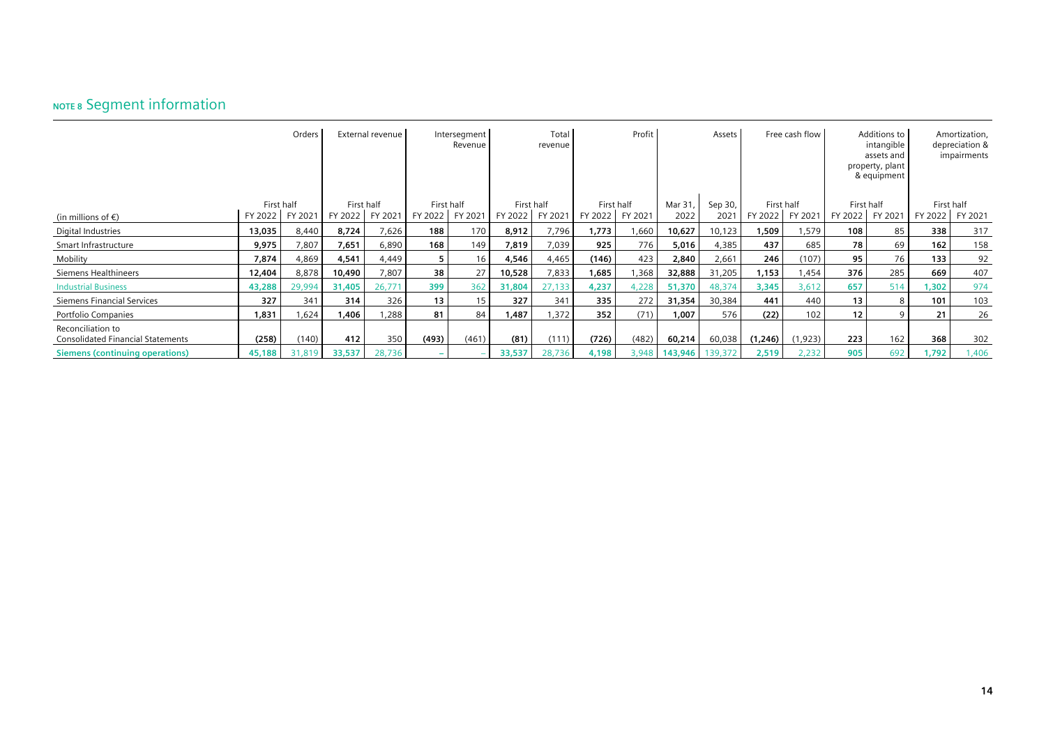## NOTE 8 Segment information

| (in millions of €) | Orders | | External revenue | | Intersegment Revenue | | Total revenue | | Profit | | Assets | | Free cash flow | | Additions to intangible assets and property, plant & equipment | | Amortization, depreciation & impairments | |
|---|---|---|---|---|---|---|---|---|---|---|---|---|---|---|---|---|---|---|
| | First half | | First half | | First half | | First half | | First half | | Mar 31, | Sep 30, | First half | | First half | | First half | |
| | FY 2022 | FY 2021 | FY 2022 | FY 2021 | FY 2022 | FY 2021 | FY 2022 | FY 2021 | FY 2022 | FY 2021 | 2022 | 2021 | FY 2022 | FY 2021 | FY 2022 | FY 2021 | FY 2022 | FY 2021 |
| Digital Industries | **13,035** | 8,440 | **8,724** | 7,626 | **188** | 170 | **8,912** | 7,796 | **1,773** | 1,660 | **10,627** | 10,123 | **1,509** | 1,579 | **108** | 85 | **338** | 317 |
| Smart Infrastructure | **9,975** | 7,807 | **7,651** | 6,890 | **168** | 149 | **7,819** | 7,039 | **925** | 776 | **5,016** | 4,385 | **437** | 685 | **78** | 69 | **162** | 158 |
| Mobility | **7,874** | 4,869 | **4,541** | 4,449 | **5** | 16 | **4,546** | 4,465 | **(146)** | 423 | **2,840** | 2,661 | **246** | (107) | **95** | 76 | **133** | 92 |
| Siemens Healthineers | **12,404** | 8,878 | **10,490** | 7,807 | **38** | 27 | **10,528** | 7,833 | **1,685** | 1,368 | **32,888** | 31,205 | **1,153** | 1,454 | **376** | 285 | **669** | 407 |
| Industrial Business | **43,288** | 29,994 | **31,405** | 26,771 | **399** | 362 | **31,804** | 27,133 | **4,237** | 4,228 | **51,370** | 48,374 | **3,345** | 3,612 | **657** | 514 | **1,302** | 974 |
| Siemens Financial Services | **327** | 341 | **314** | 326 | **13** | 15 | **327** | 341 | **335** | 272 | **31,354** | 30,384 | **441** | 440 | **13** | 8 | **101** | 103 |
| Portfolio Companies | **1,831** | 1,624 | **1,406** | 1,288 | **81** | 84 | **1,487** | 1,372 | **352** | (71) | **1,007** | 576 | **(22)** | 102 | **12** | 9 | **21** | 26 |
| Reconciliation to Consolidated Financial Statements | **(258)** | (140) | **412** | 350 | **(493)** | (461) | **(81)** | (111) | **(726)** | (482) | **60,214** | 60,038 | **(1,246)** | (1,923) | **223** | 162 | **368** | 302 |
| **Siemens (continuing operations)** | **45,188** | 31,819 | **33,537** | 28,736 | – | – | **33,537** | 28,736 | **4,198** | 3,948 | **143,946** | 139,372 | **2,519** | 2,232 | **905** | 692 | **1,792** | 1,406 |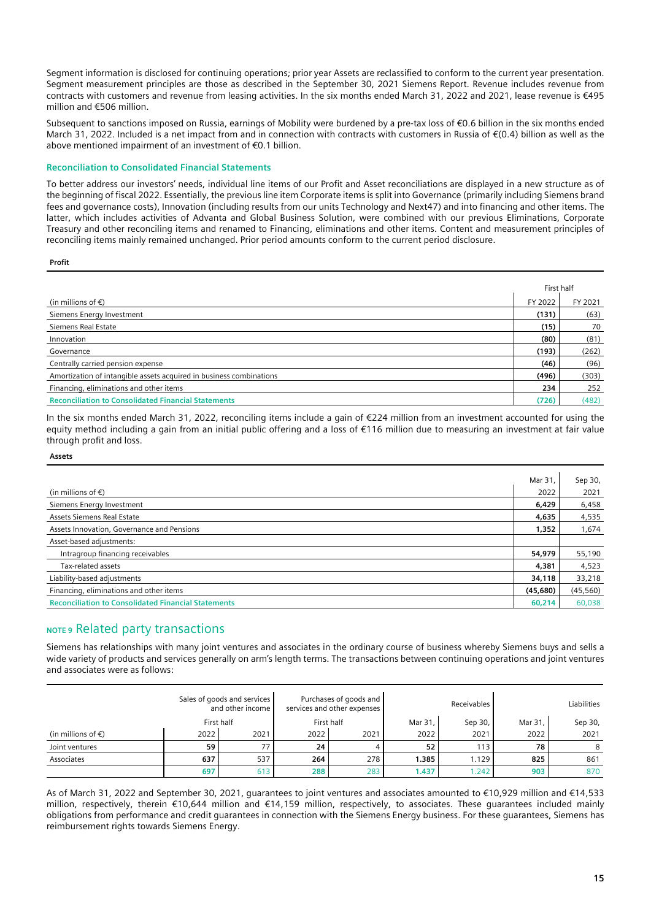Segment information is disclosed for continuing operations; prior year Assets are reclassified to conform to the current year presentation. Segment measurement principles are those as described in the September 30, 2021 Siemens Report. Revenue includes revenue from contracts with customers and revenue from leasing activities. In the six months ended March 31, 2022 and 2021, lease revenue is €495 million and €506 million.

Subsequent to sanctions imposed on Russia, earnings of Mobility were burdened by a pre-tax loss of €0.6 billion in the six months ended March 31, 2022. Included is a net impact from and in connection with contracts with customers in Russia of €(0.4) billion as well as the above mentioned impairment of an investment of €0.1 billion.

### Reconciliation to Consolidated Financial Statements

To better address our investors' needs, individual line items of our Profit and Asset reconciliations are displayed in a new structure as of the beginning of fiscal 2022. Essentially, the previous line item Corporate items is split into Governance (primarily including Siemens brand fees and governance costs), Innovation (including results from our units Technology and Next47) and into financing and other items. The latter, which includes activities of Advanta and Global Business Solution, were combined with our previous Eliminations, Corporate Treasury and other reconciling items and renamed to Financing, eliminations and other items. Content and measurement principles of reconciling items mainly remained unchanged. Prior period amounts conform to the current period disclosure.

**Profit**

| | First half | |
|---|---|---|
| (in millions of €) | FY 2022 | FY 2021 |
| Siemens Energy Investment | **(131)** | (63) |
| Siemens Real Estate | **(15)** | 70 |
| Innovation | **(80)** | (81) |
| Governance | **(193)** | (262) |
| Centrally carried pension expense | **(46)** | (96) |
| Amortization of intangible assets acquired in business combinations | **(496)** | (303) |
| Financing, eliminations and other items | **234** | 252 |
| **Reconciliation to Consolidated Financial Statements** | **(726)** | (482) |

In the six months ended March 31, 2022, reconciling items include a gain of €224 million from an investment accounted for using the equity method including a gain from an initial public offering and a loss of €116 million due to measuring an investment at fair value through profit and loss.

**Assets**

| (in millions of €) | Mar 31, 2022 | Sep 30, 2021 |
|---|---|---|
| Siemens Energy Investment | **6,429** | 6,458 |
| Assets Siemens Real Estate | **4,635** | 4,535 |
| Assets Innovation, Governance and Pensions | **1,352** | 1,674 |
| Asset-based adjustments: | | |
| Intragroup financing receivables | **54,979** | 55,190 |
| Tax-related assets | **4,381** | 4,523 |
| Liability-based adjustments | **34,118** | 33,218 |
| Financing, eliminations and other items | **(45,680)** | (45,560) |
| **Reconciliation to Consolidated Financial Statements** | **60,214** | 60,038 |

## NOTE 9 Related party transactions

Siemens has relationships with many joint ventures and associates in the ordinary course of business whereby Siemens buys and sells a wide variety of products and services generally on arm's length terms. The transactions between continuing operations and joint ventures and associates were as follows:

| | Sales of goods and services and other income | | Purchases of goods and services and other expenses | | Receivables | | Liabilities | |
|---|---|---|---|---|---|---|---|---|
| | First half | | First half | | Mar 31, | Sep 30, | Mar 31, | Sep 30, |
| (in millions of €) | 2022 | 2021 | 2022 | 2021 | 2022 | 2021 | 2022 | 2021 |
| Joint ventures | **59** | 77 | **24** | 4 | **52** | 113 | **78** | 8 |
| Associates | **637** | 537 | **264** | 278 | **1.385** | 1.129 | **825** | 861 |
| | **697** | 613 | **288** | 283 | **1.437** | 1.242 | **903** | 870 |

As of March 31, 2022 and September 30, 2021, guarantees to joint ventures and associates amounted to €10,929 million and €14,533 million, respectively, therein €10,644 million and €14,159 million, respectively, to associates. These guarantees included mainly obligations from performance and credit guarantees in connection with the Siemens Energy business. For these guarantees, Siemens has reimbursement rights towards Siemens Energy.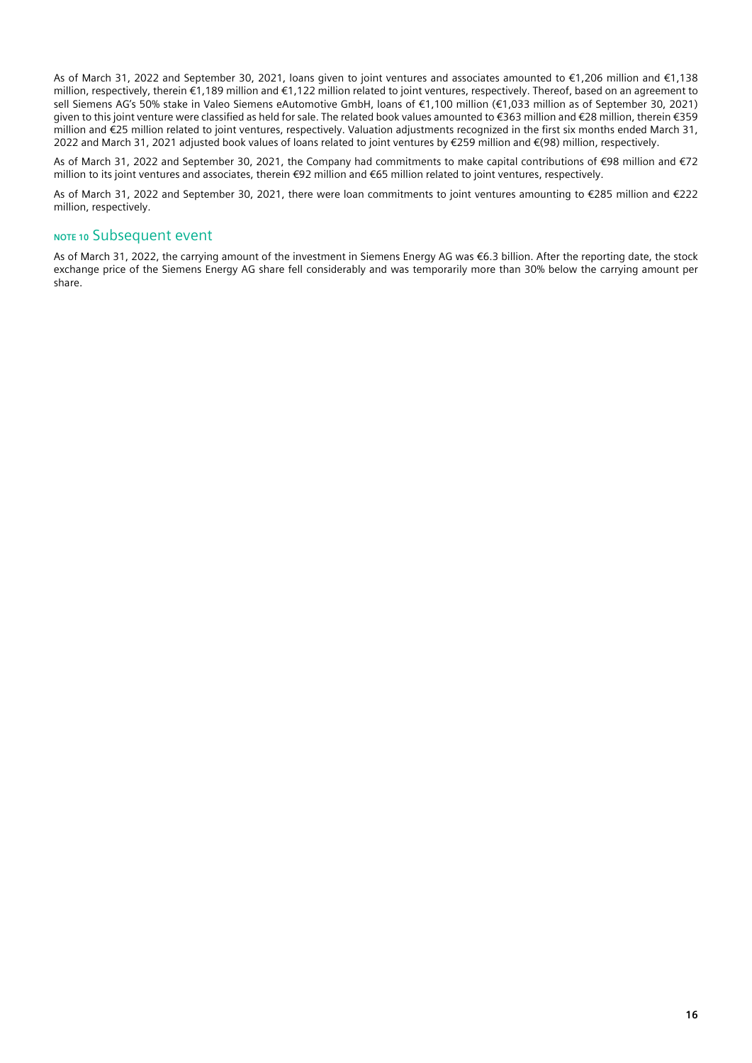As of March 31, 2022 and September 30, 2021, loans given to joint ventures and associates amounted to €1,206 million and €1,138 million, respectively, therein €1,189 million and €1,122 million related to joint ventures, respectively. Thereof, based on an agreement to sell Siemens AG's 50% stake in Valeo Siemens eAutomotive GmbH, loans of €1,100 million (€1,033 million as of September 30, 2021) given to this joint venture were classified as held for sale. The related book values amounted to €363 million and €28 million, therein €359 million and €25 million related to joint ventures, respectively. Valuation adjustments recognized in the first six months ended March 31, 2022 and March 31, 2021 adjusted book values of loans related to joint ventures by €259 million and €(98) million, respectively.

As of March 31, 2022 and September 30, 2021, the Company had commitments to make capital contributions of €98 million and €72 million to its joint ventures and associates, therein €92 million and €65 million related to joint ventures, respectively.

As of March 31, 2022 and September 30, 2021, there were loan commitments to joint ventures amounting to €285 million and €222 million, respectively.

## NOTE 10 Subsequent event

As of March 31, 2022, the carrying amount of the investment in Siemens Energy AG was €6.3 billion. After the reporting date, the stock exchange price of the Siemens Energy AG share fell considerably and was temporarily more than 30% below the carrying amount per share.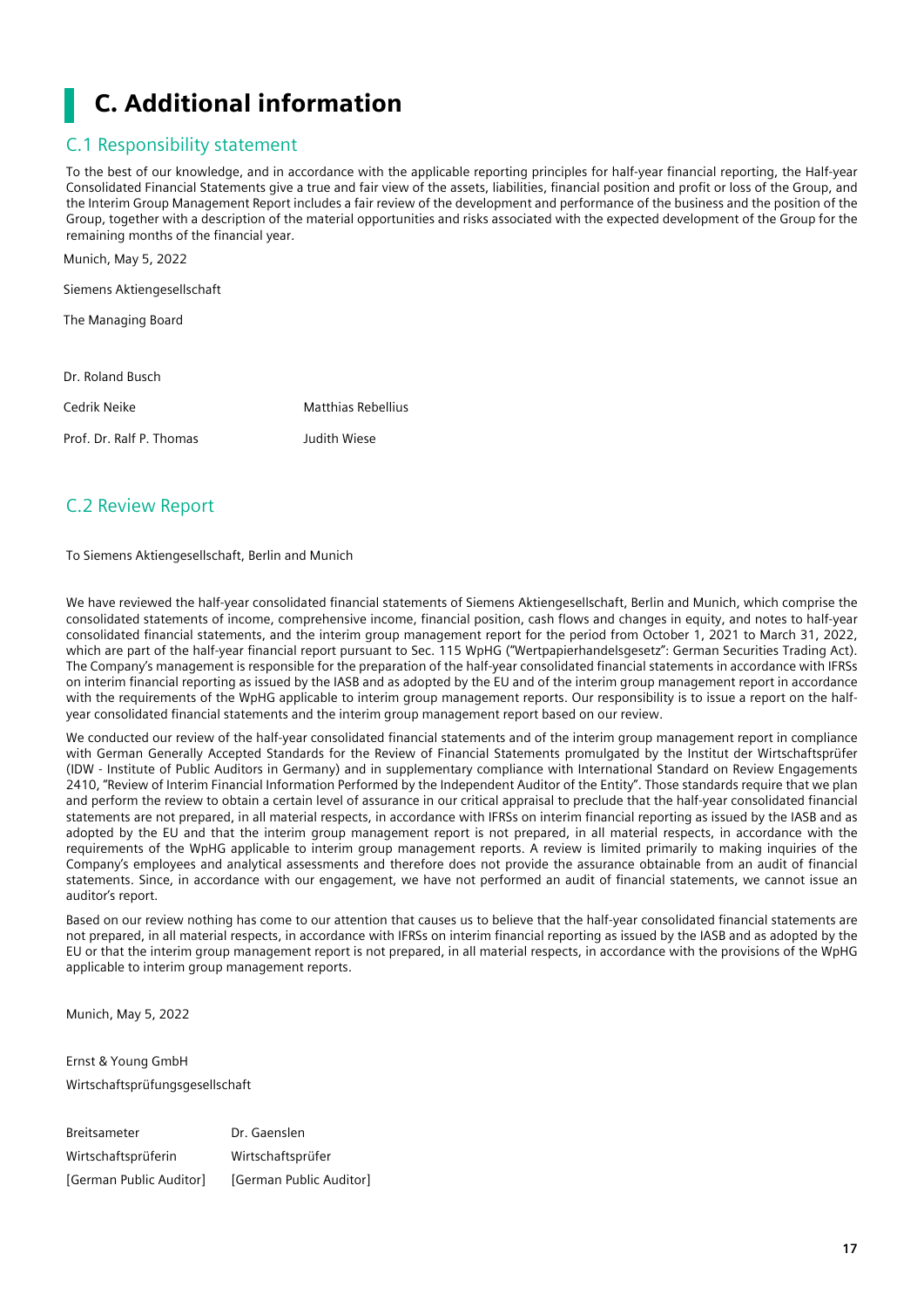# C. Additional information

## C.1 Responsibility statement

To the best of our knowledge, and in accordance with the applicable reporting principles for half-year financial reporting, the Half-year Consolidated Financial Statements give a true and fair view of the assets, liabilities, financial position and profit or loss of the Group, and the Interim Group Management Report includes a fair review of the development and performance of the business and the position of the Group, together with a description of the material opportunities and risks associated with the expected development of the Group for the remaining months of the financial year.

Munich, May 5, 2022

Siemens Aktiengesellschaft

The Managing Board

Dr. Roland Busch

Cedrik Neike    Matthias Rebellius

Prof. Dr. Ralf P. Thomas    Judith Wiese

## C.2 Review Report

To Siemens Aktiengesellschaft, Berlin and Munich

We have reviewed the half-year consolidated financial statements of Siemens Aktiengesellschaft, Berlin and Munich, which comprise the consolidated statements of income, comprehensive income, financial position, cash flows and changes in equity, and notes to half-year consolidated financial statements, and the interim group management report for the period from October 1, 2021 to March 31, 2022, which are part of the half-year financial report pursuant to Sec. 115 WpHG ("Wertpapierhandelsgesetz": German Securities Trading Act). The Company's management is responsible for the preparation of the half-year consolidated financial statements in accordance with IFRSs on interim financial reporting as issued by the IASB and as adopted by the EU and of the interim group management report in accordance with the requirements of the WpHG applicable to interim group management reports. Our responsibility is to issue a report on the half-year consolidated financial statements and the interim group management report based on our review.

We conducted our review of the half-year consolidated financial statements and of the interim group management report in compliance with German Generally Accepted Standards for the Review of Financial Statements promulgated by the Institut der Wirtschaftsprüfer (IDW - Institute of Public Auditors in Germany) and in supplementary compliance with International Standard on Review Engagements 2410, "Review of Interim Financial Information Performed by the Independent Auditor of the Entity". Those standards require that we plan and perform the review to obtain a certain level of assurance in our critical appraisal to preclude that the half-year consolidated financial statements are not prepared, in all material respects, in accordance with IFRSs on interim financial reporting as issued by the IASB and as adopted by the EU and that the interim group management report is not prepared, in all material respects, in accordance with the requirements of the WpHG applicable to interim group management reports. A review is limited primarily to making inquiries of the Company's employees and analytical assessments and therefore does not provide the assurance obtainable from an audit of financial statements. Since, in accordance with our engagement, we have not performed an audit of financial statements, we cannot issue an auditor's report.

Based on our review nothing has come to our attention that causes us to believe that the half-year consolidated financial statements are not prepared, in all material respects, in accordance with IFRSs on interim financial reporting as issued by the IASB and as adopted by the EU or that the interim group management report is not prepared, in all material respects, in accordance with the provisions of the WpHG applicable to interim group management reports.

Munich, May 5, 2022

Ernst & Young GmbH
Wirtschaftsprüfungsgesellschaft

| | |
|---|---|
| Breitsameter | Dr. Gaenslen |
| Wirtschaftsprüferin | Wirtschaftsprüfer |
| [German Public Auditor] | [German Public Auditor] |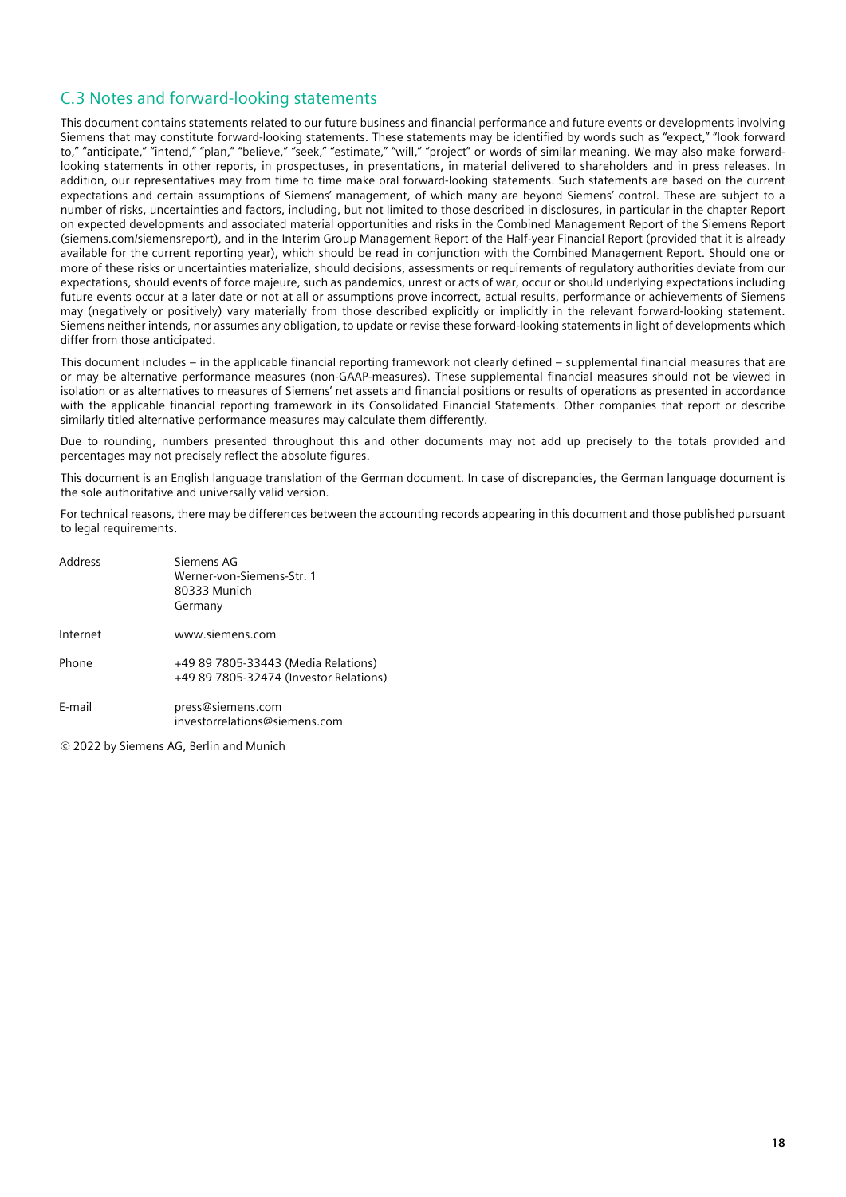## C.3 Notes and forward-looking statements

This document contains statements related to our future business and financial performance and future events or developments involving Siemens that may constitute forward-looking statements. These statements may be identified by words such as "expect," "look forward to," "anticipate," "intend," "plan," "believe," "seek," "estimate," "will," "project" or words of similar meaning. We may also make forward-looking statements in other reports, in prospectuses, in presentations, in material delivered to shareholders and in press releases. In addition, our representatives may from time to time make oral forward-looking statements. Such statements are based on the current expectations and certain assumptions of Siemens' management, of which many are beyond Siemens' control. These are subject to a number of risks, uncertainties and factors, including, but not limited to those described in disclosures, in particular in the chapter Report on expected developments and associated material opportunities and risks in the Combined Management Report of the Siemens Report (siemens.com/siemensreport), and in the Interim Group Management Report of the Half-year Financial Report (provided that it is already available for the current reporting year), which should be read in conjunction with the Combined Management Report. Should one or more of these risks or uncertainties materialize, should decisions, assessments or requirements of regulatory authorities deviate from our expectations, should events of force majeure, such as pandemics, unrest or acts of war, occur or should underlying expectations including future events occur at a later date or not at all or assumptions prove incorrect, actual results, performance or achievements of Siemens may (negatively or positively) vary materially from those described explicitly or implicitly in the relevant forward-looking statement. Siemens neither intends, nor assumes any obligation, to update or revise these forward-looking statements in light of developments which differ from those anticipated.

This document includes – in the applicable financial reporting framework not clearly defined – supplemental financial measures that are or may be alternative performance measures (non-GAAP-measures). These supplemental financial measures should not be viewed in isolation or as alternatives to measures of Siemens' net assets and financial positions or results of operations as presented in accordance with the applicable financial reporting framework in its Consolidated Financial Statements. Other companies that report or describe similarly titled alternative performance measures may calculate them differently.

Due to rounding, numbers presented throughout this and other documents may not add up precisely to the totals provided and percentages may not precisely reflect the absolute figures.

This document is an English language translation of the German document. In case of discrepancies, the German language document is the sole authoritative and universally valid version.

For technical reasons, there may be differences between the accounting records appearing in this document and those published pursuant to legal requirements.

| | |
|---|---|
| Address | Siemens AG<br>Werner-von-Siemens-Str. 1<br>80333 Munich<br>Germany |
| Internet | www.siemens.com |
| Phone | +49 89 7805-33443 (Media Relations)<br>+49 89 7805-32474 (Investor Relations) |
| E-mail | press@siemens.com<br>investorrelations@siemens.com |

© 2022 by Siemens AG, Berlin and Munich